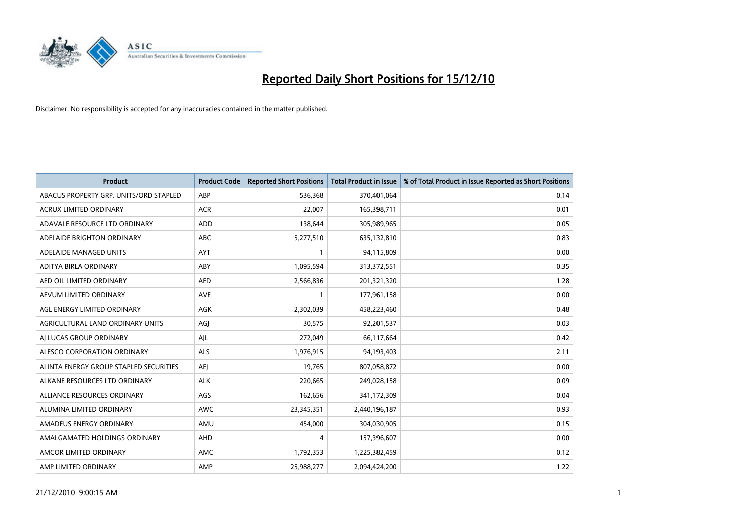# Reported Daily Short Positions for 15/12/10

Disclaimer: No responsibility is accepted for any inaccuracies contained in the matter published.

| Product | Product Code | Reported Short Positions | Total Product in Issue | % of Total Product in Issue Reported as Short Positions |
|---|---|---|---|---|
| ABACUS PROPERTY GRP. UNITS/ORD STAPLED | ABP | 536,368 | 370,401,064 | 0.14 |
| ACRUX LIMITED ORDINARY | ACR | 22,007 | 165,398,711 | 0.01 |
| ADAVALE RESOURCE LTD ORDINARY | ADD | 138,644 | 305,989,965 | 0.05 |
| ADELAIDE BRIGHTON ORDINARY | ABC | 5,277,510 | 635,132,810 | 0.83 |
| ADELAIDE MANAGED UNITS | AYT | 1 | 94,115,809 | 0.00 |
| ADITYA BIRLA ORDINARY | ABY | 1,095,594 | 313,372,551 | 0.35 |
| AED OIL LIMITED ORDINARY | AED | 2,566,836 | 201,321,320 | 1.28 |
| AEVUM LIMITED ORDINARY | AVE | 1 | 177,961,158 | 0.00 |
| AGL ENERGY LIMITED ORDINARY | AGK | 2,302,039 | 458,223,460 | 0.48 |
| AGRICULTURAL LAND ORDINARY UNITS | AGJ | 30,575 | 92,201,537 | 0.03 |
| AJ LUCAS GROUP ORDINARY | AJL | 272,049 | 66,117,664 | 0.42 |
| ALESCO CORPORATION ORDINARY | ALS | 1,976,915 | 94,193,403 | 2.11 |
| ALINTA ENERGY GROUP STAPLED SECURITIES | AEJ | 19,765 | 807,058,872 | 0.00 |
| ALKANE RESOURCES LTD ORDINARY | ALK | 220,665 | 249,028,158 | 0.09 |
| ALLIANCE RESOURCES ORDINARY | AGS | 162,656 | 341,172,309 | 0.04 |
| ALUMINA LIMITED ORDINARY | AWC | 23,345,351 | 2,440,196,187 | 0.93 |
| AMADEUS ENERGY ORDINARY | AMU | 454,000 | 304,030,905 | 0.15 |
| AMALGAMATED HOLDINGS ORDINARY | AHD | 4 | 157,396,607 | 0.00 |
| AMCOR LIMITED ORDINARY | AMC | 1,792,353 | 1,225,382,459 | 0.12 |
| AMP LIMITED ORDINARY | AMP | 25,988,277 | 2,094,424,200 | 1.22 |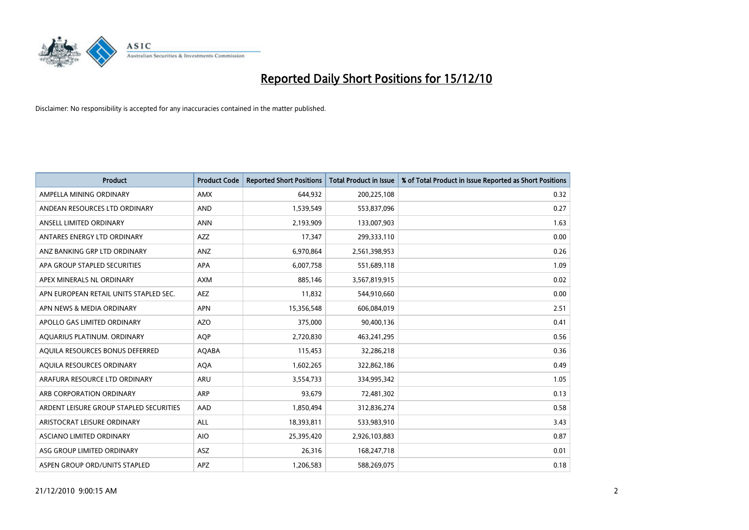# Reported Daily Short Positions for 15/12/10

Disclaimer: No responsibility is accepted for any inaccuracies contained in the matter published.

| Product | Product Code | Reported Short Positions | Total Product in Issue | % of Total Product in Issue Reported as Short Positions |
|---|---|---|---|---|
| AMPELLA MINING ORDINARY | AMX | 644,932 | 200,225,108 | 0.32 |
| ANDEAN RESOURCES LTD ORDINARY | AND | 1,539,549 | 553,837,096 | 0.27 |
| ANSELL LIMITED ORDINARY | ANN | 2,193,909 | 133,007,903 | 1.63 |
| ANTARES ENERGY LTD ORDINARY | AZZ | 17,347 | 299,333,110 | 0.00 |
| ANZ BANKING GRP LTD ORDINARY | ANZ | 6,970,864 | 2,561,398,953 | 0.26 |
| APA GROUP STAPLED SECURITIES | APA | 6,007,758 | 551,689,118 | 1.09 |
| APEX MINERALS NL ORDINARY | AXM | 885,146 | 3,567,819,915 | 0.02 |
| APN EUROPEAN RETAIL UNITS STAPLED SEC. | AEZ | 11,832 | 544,910,660 | 0.00 |
| APN NEWS & MEDIA ORDINARY | APN | 15,356,548 | 606,084,019 | 2.51 |
| APOLLO GAS LIMITED ORDINARY | AZO | 375,000 | 90,400,136 | 0.41 |
| AQUARIUS PLATINUM. ORDINARY | AQP | 2,720,830 | 463,241,295 | 0.56 |
| AQUILA RESOURCES BONUS DEFERRED | AQABA | 115,453 | 32,286,218 | 0.36 |
| AQUILA RESOURCES ORDINARY | AQA | 1,602,265 | 322,862,186 | 0.49 |
| ARAFURA RESOURCE LTD ORDINARY | ARU | 3,554,733 | 334,995,342 | 1.05 |
| ARB CORPORATION ORDINARY | ARP | 93,679 | 72,481,302 | 0.13 |
| ARDENT LEISURE GROUP STAPLED SECURITIES | AAD | 1,850,494 | 312,836,274 | 0.58 |
| ARISTOCRAT LEISURE ORDINARY | ALL | 18,393,811 | 533,983,910 | 3.43 |
| ASCIANO LIMITED ORDINARY | AIO | 25,395,420 | 2,926,103,883 | 0.87 |
| ASG GROUP LIMITED ORDINARY | ASZ | 26,316 | 168,247,718 | 0.01 |
| ASPEN GROUP ORD/UNITS STAPLED | APZ | 1,206,583 | 588,269,075 | 0.18 |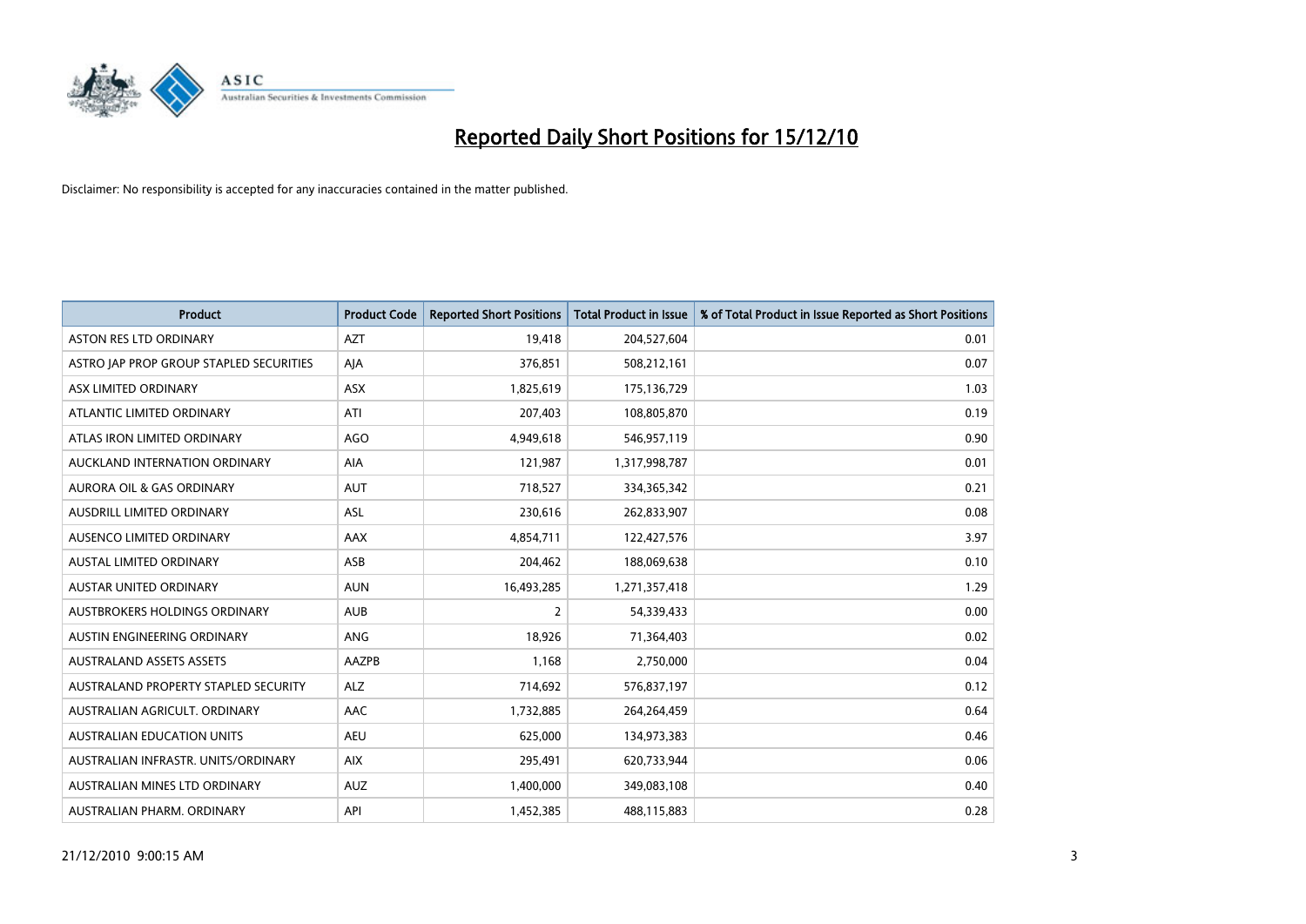# Reported Daily Short Positions for 15/12/10

Disclaimer: No responsibility is accepted for any inaccuracies contained in the matter published.

| Product | Product Code | Reported Short Positions | Total Product in Issue | % of Total Product in Issue Reported as Short Positions |
|---|---|---|---|---|
| ASTON RES LTD ORDINARY | AZT | 19,418 | 204,527,604 | 0.01 |
| ASTRO JAP PROP GROUP STAPLED SECURITIES | AJA | 376,851 | 508,212,161 | 0.07 |
| ASX LIMITED ORDINARY | ASX | 1,825,619 | 175,136,729 | 1.03 |
| ATLANTIC LIMITED ORDINARY | ATI | 207,403 | 108,805,870 | 0.19 |
| ATLAS IRON LIMITED ORDINARY | AGO | 4,949,618 | 546,957,119 | 0.90 |
| AUCKLAND INTERNATION ORDINARY | AIA | 121,987 | 1,317,998,787 | 0.01 |
| AURORA OIL & GAS ORDINARY | AUT | 718,527 | 334,365,342 | 0.21 |
| AUSDRILL LIMITED ORDINARY | ASL | 230,616 | 262,833,907 | 0.08 |
| AUSENCO LIMITED ORDINARY | AAX | 4,854,711 | 122,427,576 | 3.97 |
| AUSTAL LIMITED ORDINARY | ASB | 204,462 | 188,069,638 | 0.10 |
| AUSTAR UNITED ORDINARY | AUN | 16,493,285 | 1,271,357,418 | 1.29 |
| AUSTBROKERS HOLDINGS ORDINARY | AUB | 2 | 54,339,433 | 0.00 |
| AUSTIN ENGINEERING ORDINARY | ANG | 18,926 | 71,364,403 | 0.02 |
| AUSTRALAND ASSETS ASSETS | AAZPB | 1,168 | 2,750,000 | 0.04 |
| AUSTRALAND PROPERTY STAPLED SECURITY | ALZ | 714,692 | 576,837,197 | 0.12 |
| AUSTRALIAN AGRICULT. ORDINARY | AAC | 1,732,885 | 264,264,459 | 0.64 |
| AUSTRALIAN EDUCATION UNITS | AEU | 625,000 | 134,973,383 | 0.46 |
| AUSTRALIAN INFRASTR. UNITS/ORDINARY | AIX | 295,491 | 620,733,944 | 0.06 |
| AUSTRALIAN MINES LTD ORDINARY | AUZ | 1,400,000 | 349,083,108 | 0.40 |
| AUSTRALIAN PHARM. ORDINARY | API | 1,452,385 | 488,115,883 | 0.28 |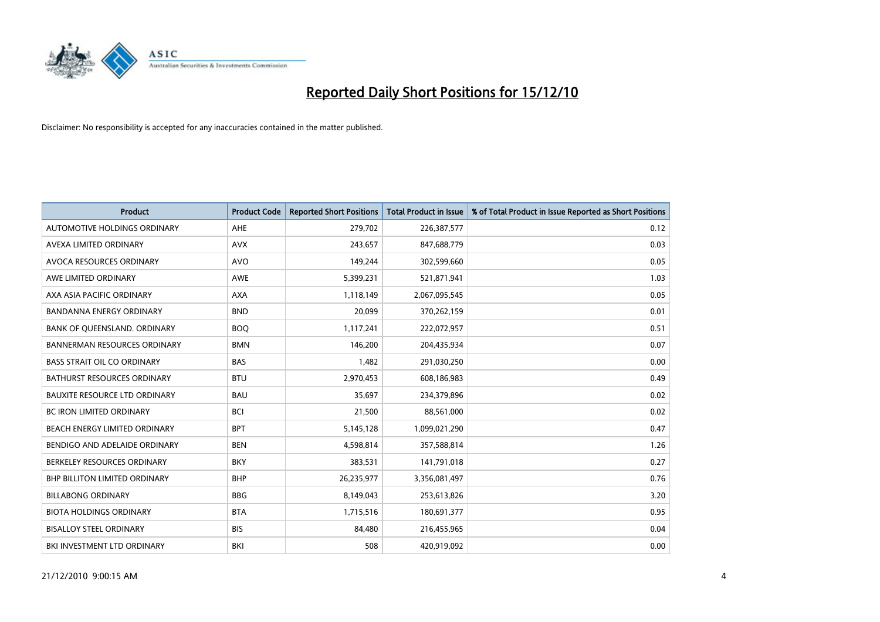# Reported Daily Short Positions for 15/12/10

Disclaimer: No responsibility is accepted for any inaccuracies contained in the matter published.

| Product | Product Code | Reported Short Positions | Total Product in Issue | % of Total Product in Issue Reported as Short Positions |
|---|---|---|---|---|
| AUTOMOTIVE HOLDINGS ORDINARY | AHE | 279,702 | 226,387,577 | 0.12 |
| AVEXA LIMITED ORDINARY | AVX | 243,657 | 847,688,779 | 0.03 |
| AVOCA RESOURCES ORDINARY | AVO | 149,244 | 302,599,660 | 0.05 |
| AWE LIMITED ORDINARY | AWE | 5,399,231 | 521,871,941 | 1.03 |
| AXA ASIA PACIFIC ORDINARY | AXA | 1,118,149 | 2,067,095,545 | 0.05 |
| BANDANNA ENERGY ORDINARY | BND | 20,099 | 370,262,159 | 0.01 |
| BANK OF QUEENSLAND. ORDINARY | BOQ | 1,117,241 | 222,072,957 | 0.51 |
| BANNERMAN RESOURCES ORDINARY | BMN | 146,200 | 204,435,934 | 0.07 |
| BASS STRAIT OIL CO ORDINARY | BAS | 1,482 | 291,030,250 | 0.00 |
| BATHURST RESOURCES ORDINARY | BTU | 2,970,453 | 608,186,983 | 0.49 |
| BAUXITE RESOURCE LTD ORDINARY | BAU | 35,697 | 234,379,896 | 0.02 |
| BC IRON LIMITED ORDINARY | BCI | 21,500 | 88,561,000 | 0.02 |
| BEACH ENERGY LIMITED ORDINARY | BPT | 5,145,128 | 1,099,021,290 | 0.47 |
| BENDIGO AND ADELAIDE ORDINARY | BEN | 4,598,814 | 357,588,814 | 1.26 |
| BERKELEY RESOURCES ORDINARY | BKY | 383,531 | 141,791,018 | 0.27 |
| BHP BILLITON LIMITED ORDINARY | BHP | 26,235,977 | 3,356,081,497 | 0.76 |
| BILLABONG ORDINARY | BBG | 8,149,043 | 253,613,826 | 3.20 |
| BIOTA HOLDINGS ORDINARY | BTA | 1,715,516 | 180,691,377 | 0.95 |
| BISALLOY STEEL ORDINARY | BIS | 84,480 | 216,455,965 | 0.04 |
| BKI INVESTMENT LTD ORDINARY | BKI | 508 | 420,919,092 | 0.00 |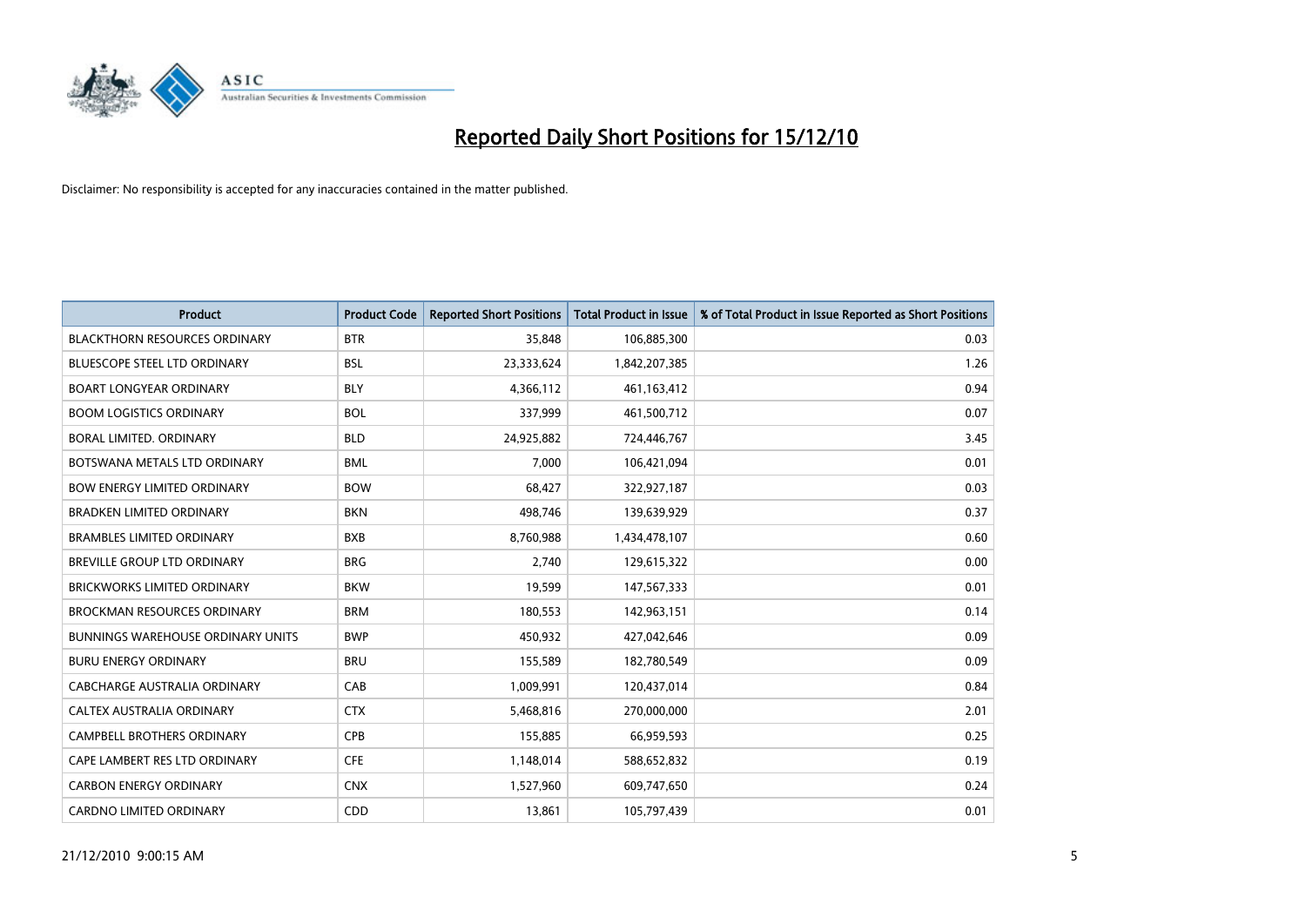# Reported Daily Short Positions for 15/12/10

Disclaimer: No responsibility is accepted for any inaccuracies contained in the matter published.

| Product | Product Code | Reported Short Positions | Total Product in Issue | % of Total Product in Issue Reported as Short Positions |
|---|---|---|---|---|
| BLACKTHORN RESOURCES ORDINARY | BTR | 35,848 | 106,885,300 | 0.03 |
| BLUESCOPE STEEL LTD ORDINARY | BSL | 23,333,624 | 1,842,207,385 | 1.26 |
| BOART LONGYEAR ORDINARY | BLY | 4,366,112 | 461,163,412 | 0.94 |
| BOOM LOGISTICS ORDINARY | BOL | 337,999 | 461,500,712 | 0.07 |
| BORAL LIMITED. ORDINARY | BLD | 24,925,882 | 724,446,767 | 3.45 |
| BOTSWANA METALS LTD ORDINARY | BML | 7,000 | 106,421,094 | 0.01 |
| BOW ENERGY LIMITED ORDINARY | BOW | 68,427 | 322,927,187 | 0.03 |
| BRADKEN LIMITED ORDINARY | BKN | 498,746 | 139,639,929 | 0.37 |
| BRAMBLES LIMITED ORDINARY | BXB | 8,760,988 | 1,434,478,107 | 0.60 |
| BREVILLE GROUP LTD ORDINARY | BRG | 2,740 | 129,615,322 | 0.00 |
| BRICKWORKS LIMITED ORDINARY | BKW | 19,599 | 147,567,333 | 0.01 |
| BROCKMAN RESOURCES ORDINARY | BRM | 180,553 | 142,963,151 | 0.14 |
| BUNNINGS WAREHOUSE ORDINARY UNITS | BWP | 450,932 | 427,042,646 | 0.09 |
| BURU ENERGY ORDINARY | BRU | 155,589 | 182,780,549 | 0.09 |
| CABCHARGE AUSTRALIA ORDINARY | CAB | 1,009,991 | 120,437,014 | 0.84 |
| CALTEX AUSTRALIA ORDINARY | CTX | 5,468,816 | 270,000,000 | 2.01 |
| CAMPBELL BROTHERS ORDINARY | CPB | 155,885 | 66,959,593 | 0.25 |
| CAPE LAMBERT RES LTD ORDINARY | CFE | 1,148,014 | 588,652,832 | 0.19 |
| CARBON ENERGY ORDINARY | CNX | 1,527,960 | 609,747,650 | 0.24 |
| CARDNO LIMITED ORDINARY | CDD | 13,861 | 105,797,439 | 0.01 |

21/12/2010 9:00:15 AM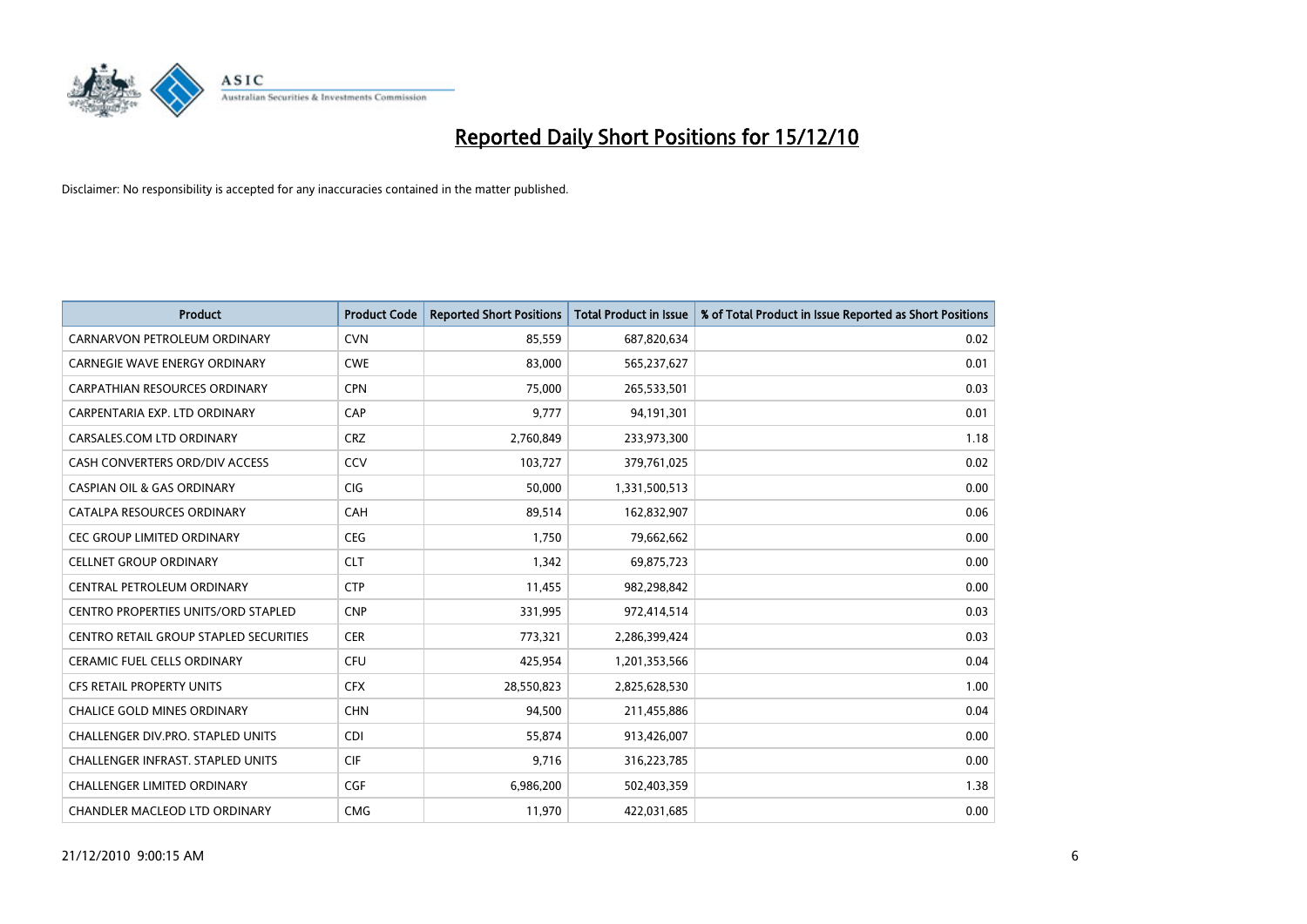# Reported Daily Short Positions for 15/12/10

Disclaimer: No responsibility is accepted for any inaccuracies contained in the matter published.

| Product | Product Code | Reported Short Positions | Total Product in Issue | % of Total Product in Issue Reported as Short Positions |
|---|---|---|---|---|
| CARNARVON PETROLEUM ORDINARY | CVN | 85,559 | 687,820,634 | 0.02 |
| CARNEGIE WAVE ENERGY ORDINARY | CWE | 83,000 | 565,237,627 | 0.01 |
| CARPATHIAN RESOURCES ORDINARY | CPN | 75,000 | 265,533,501 | 0.03 |
| CARPENTARIA EXP. LTD ORDINARY | CAP | 9,777 | 94,191,301 | 0.01 |
| CARSALES.COM LTD ORDINARY | CRZ | 2,760,849 | 233,973,300 | 1.18 |
| CASH CONVERTERS ORD/DIV ACCESS | CCV | 103,727 | 379,761,025 | 0.02 |
| CASPIAN OIL & GAS ORDINARY | CIG | 50,000 | 1,331,500,513 | 0.00 |
| CATALPA RESOURCES ORDINARY | CAH | 89,514 | 162,832,907 | 0.06 |
| CEC GROUP LIMITED ORDINARY | CEG | 1,750 | 79,662,662 | 0.00 |
| CELLNET GROUP ORDINARY | CLT | 1,342 | 69,875,723 | 0.00 |
| CENTRAL PETROLEUM ORDINARY | CTP | 11,455 | 982,298,842 | 0.00 |
| CENTRO PROPERTIES UNITS/ORD STAPLED | CNP | 331,995 | 972,414,514 | 0.03 |
| CENTRO RETAIL GROUP STAPLED SECURITIES | CER | 773,321 | 2,286,399,424 | 0.03 |
| CERAMIC FUEL CELLS ORDINARY | CFU | 425,954 | 1,201,353,566 | 0.04 |
| CFS RETAIL PROPERTY UNITS | CFX | 28,550,823 | 2,825,628,530 | 1.00 |
| CHALICE GOLD MINES ORDINARY | CHN | 94,500 | 211,455,886 | 0.04 |
| CHALLENGER DIV.PRO. STAPLED UNITS | CDI | 55,874 | 913,426,007 | 0.00 |
| CHALLENGER INFRAST. STAPLED UNITS | CIF | 9,716 | 316,223,785 | 0.00 |
| CHALLENGER LIMITED ORDINARY | CGF | 6,986,200 | 502,403,359 | 1.38 |
| CHANDLER MACLEOD LTD ORDINARY | CMG | 11,970 | 422,031,685 | 0.00 |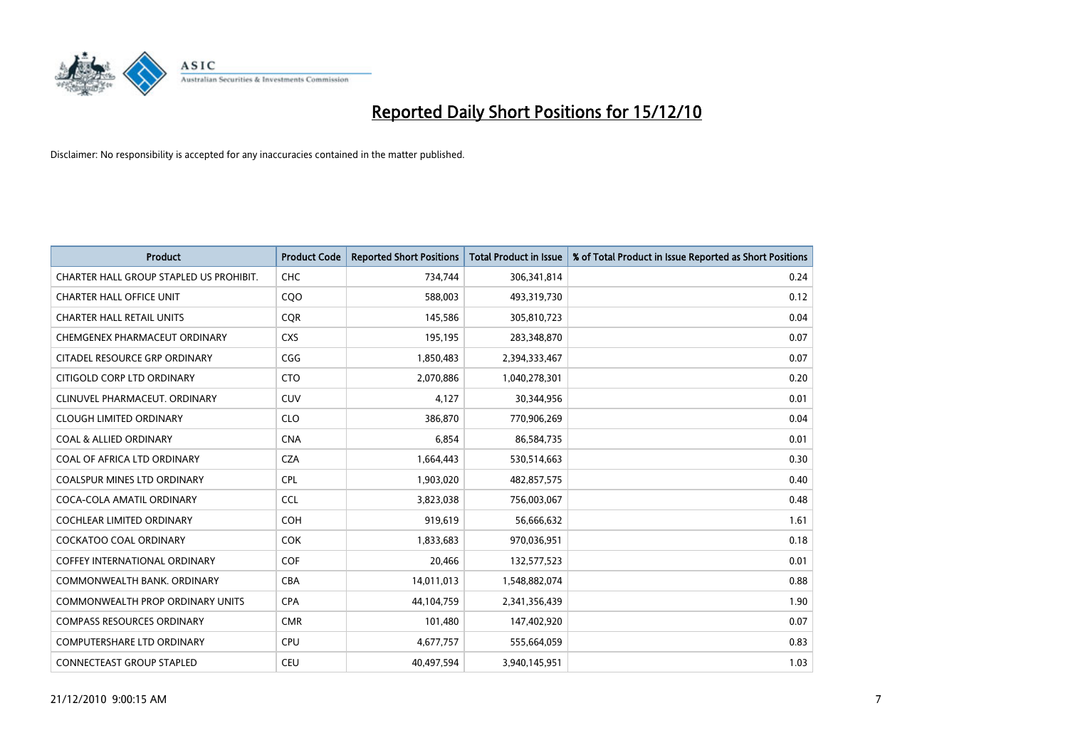# Reported Daily Short Positions for 15/12/10

Disclaimer: No responsibility is accepted for any inaccuracies contained in the matter published.

| Product | Product Code | Reported Short Positions | Total Product in Issue | % of Total Product in Issue Reported as Short Positions |
|---|---|---|---|---|
| CHARTER HALL GROUP STAPLED US PROHIBIT. | CHC | 734,744 | 306,341,814 | 0.24 |
| CHARTER HALL OFFICE UNIT | CQO | 588,003 | 493,319,730 | 0.12 |
| CHARTER HALL RETAIL UNITS | CQR | 145,586 | 305,810,723 | 0.04 |
| CHEMGENEX PHARMACEUT ORDINARY | CXS | 195,195 | 283,348,870 | 0.07 |
| CITADEL RESOURCE GRP ORDINARY | CGG | 1,850,483 | 2,394,333,467 | 0.07 |
| CITIGOLD CORP LTD ORDINARY | CTO | 2,070,886 | 1,040,278,301 | 0.20 |
| CLINUVEL PHARMACEUT. ORDINARY | CUV | 4,127 | 30,344,956 | 0.01 |
| CLOUGH LIMITED ORDINARY | CLO | 386,870 | 770,906,269 | 0.04 |
| COAL & ALLIED ORDINARY | CNA | 6,854 | 86,584,735 | 0.01 |
| COAL OF AFRICA LTD ORDINARY | CZA | 1,664,443 | 530,514,663 | 0.30 |
| COALSPUR MINES LTD ORDINARY | CPL | 1,903,020 | 482,857,575 | 0.40 |
| COCA-COLA AMATIL ORDINARY | CCL | 3,823,038 | 756,003,067 | 0.48 |
| COCHLEAR LIMITED ORDINARY | COH | 919,619 | 56,666,632 | 1.61 |
| COCKATOO COAL ORDINARY | COK | 1,833,683 | 970,036,951 | 0.18 |
| COFFEY INTERNATIONAL ORDINARY | COF | 20,466 | 132,577,523 | 0.01 |
| COMMONWEALTH BANK. ORDINARY | CBA | 14,011,013 | 1,548,882,074 | 0.88 |
| COMMONWEALTH PROP ORDINARY UNITS | CPA | 44,104,759 | 2,341,356,439 | 1.90 |
| COMPASS RESOURCES ORDINARY | CMR | 101,480 | 147,402,920 | 0.07 |
| COMPUTERSHARE LTD ORDINARY | CPU | 4,677,757 | 555,664,059 | 0.83 |
| CONNECTEAST GROUP STAPLED | CEU | 40,497,594 | 3,940,145,951 | 1.03 |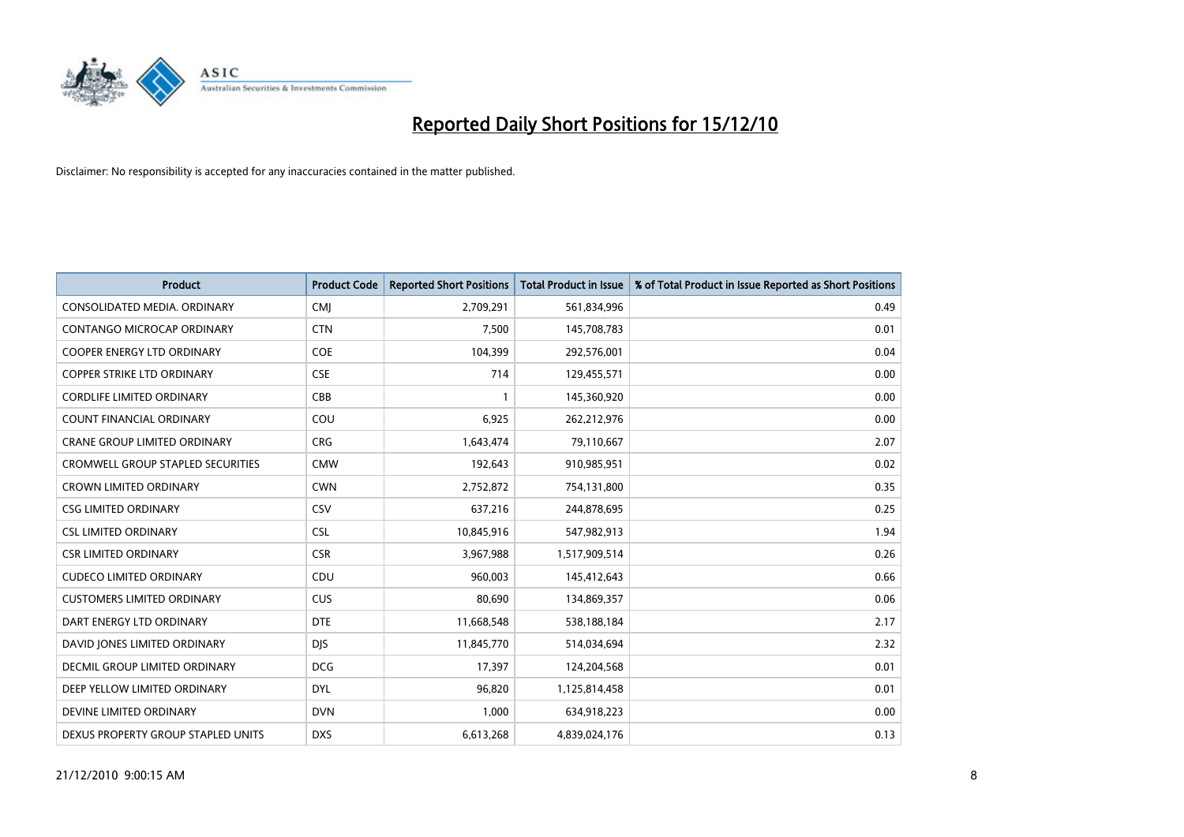# Reported Daily Short Positions for 15/12/10

Disclaimer: No responsibility is accepted for any inaccuracies contained in the matter published.

| Product | Product Code | Reported Short Positions | Total Product in Issue | % of Total Product in Issue Reported as Short Positions |
|---|---|---|---|---|
| CONSOLIDATED MEDIA. ORDINARY | CMJ | 2,709,291 | 561,834,996 | 0.49 |
| CONTANGO MICROCAP ORDINARY | CTN | 7,500 | 145,708,783 | 0.01 |
| COOPER ENERGY LTD ORDINARY | COE | 104,399 | 292,576,001 | 0.04 |
| COPPER STRIKE LTD ORDINARY | CSE | 714 | 129,455,571 | 0.00 |
| CORDLIFE LIMITED ORDINARY | CBB | 1 | 145,360,920 | 0.00 |
| COUNT FINANCIAL ORDINARY | COU | 6,925 | 262,212,976 | 0.00 |
| CRANE GROUP LIMITED ORDINARY | CRG | 1,643,474 | 79,110,667 | 2.07 |
| CROMWELL GROUP STAPLED SECURITIES | CMW | 192,643 | 910,985,951 | 0.02 |
| CROWN LIMITED ORDINARY | CWN | 2,752,872 | 754,131,800 | 0.35 |
| CSG LIMITED ORDINARY | CSV | 637,216 | 244,878,695 | 0.25 |
| CSL LIMITED ORDINARY | CSL | 10,845,916 | 547,982,913 | 1.94 |
| CSR LIMITED ORDINARY | CSR | 3,967,988 | 1,517,909,514 | 0.26 |
| CUDECO LIMITED ORDINARY | CDU | 960,003 | 145,412,643 | 0.66 |
| CUSTOMERS LIMITED ORDINARY | CUS | 80,690 | 134,869,357 | 0.06 |
| DART ENERGY LTD ORDINARY | DTE | 11,668,548 | 538,188,184 | 2.17 |
| DAVID JONES LIMITED ORDINARY | DJS | 11,845,770 | 514,034,694 | 2.32 |
| DECMIL GROUP LIMITED ORDINARY | DCG | 17,397 | 124,204,568 | 0.01 |
| DEEP YELLOW LIMITED ORDINARY | DYL | 96,820 | 1,125,814,458 | 0.01 |
| DEVINE LIMITED ORDINARY | DVN | 1,000 | 634,918,223 | 0.00 |
| DEXUS PROPERTY GROUP STAPLED UNITS | DXS | 6,613,268 | 4,839,024,176 | 0.13 |

21/12/2010 9:00:15 AM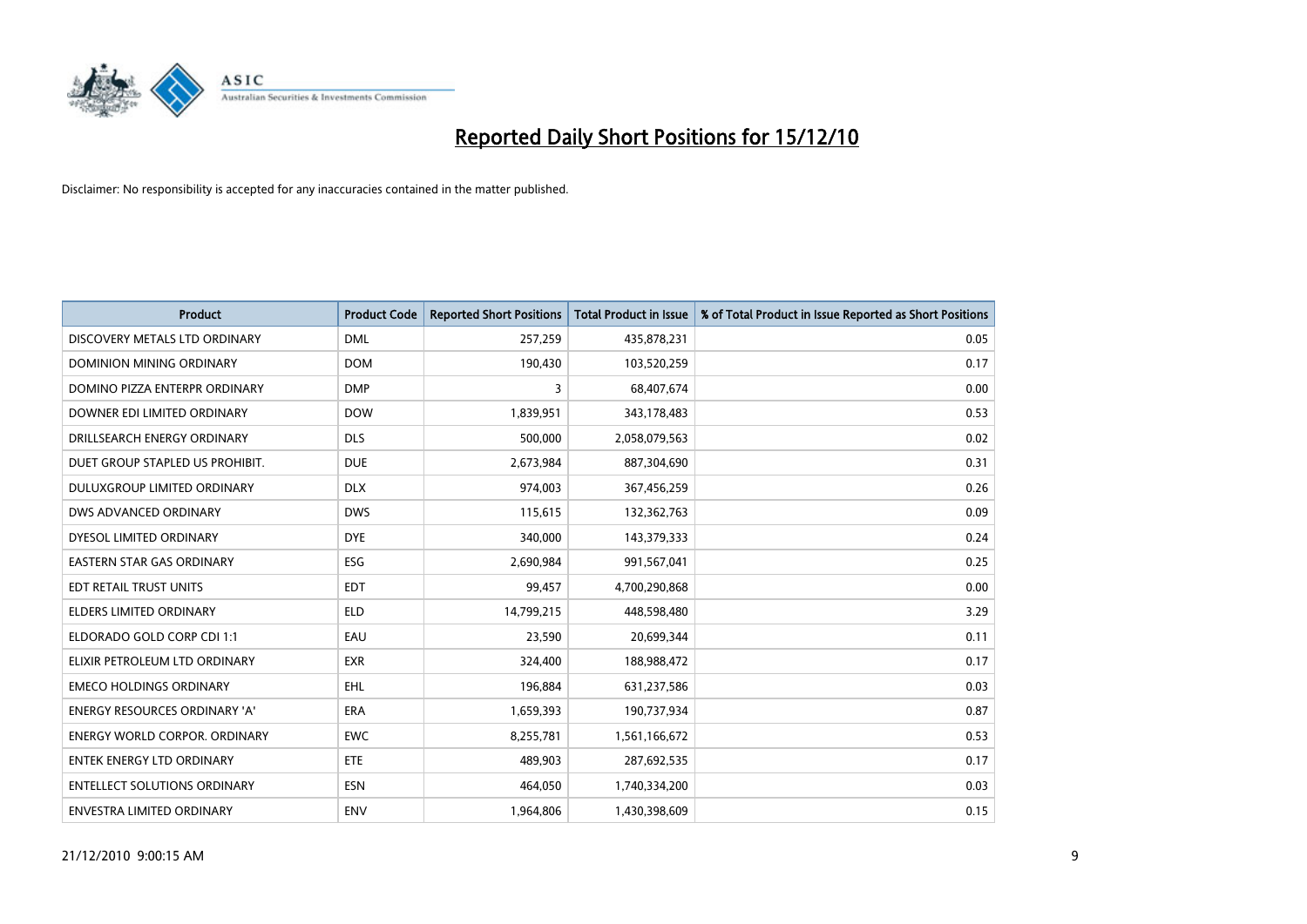# Reported Daily Short Positions for 15/12/10

Disclaimer: No responsibility is accepted for any inaccuracies contained in the matter published.

| Product | Product Code | Reported Short Positions | Total Product in Issue | % of Total Product in Issue Reported as Short Positions |
|---|---|---|---|---|
| DISCOVERY METALS LTD ORDINARY | DML | 257,259 | 435,878,231 | 0.05 |
| DOMINION MINING ORDINARY | DOM | 190,430 | 103,520,259 | 0.17 |
| DOMINO PIZZA ENTERPR ORDINARY | DMP | 3 | 68,407,674 | 0.00 |
| DOWNER EDI LIMITED ORDINARY | DOW | 1,839,951 | 343,178,483 | 0.53 |
| DRILLSEARCH ENERGY ORDINARY | DLS | 500,000 | 2,058,079,563 | 0.02 |
| DUET GROUP STAPLED US PROHIBIT. | DUE | 2,673,984 | 887,304,690 | 0.31 |
| DULUXGROUP LIMITED ORDINARY | DLX | 974,003 | 367,456,259 | 0.26 |
| DWS ADVANCED ORDINARY | DWS | 115,615 | 132,362,763 | 0.09 |
| DYESOL LIMITED ORDINARY | DYE | 340,000 | 143,379,333 | 0.24 |
| EASTERN STAR GAS ORDINARY | ESG | 2,690,984 | 991,567,041 | 0.25 |
| EDT RETAIL TRUST UNITS | EDT | 99,457 | 4,700,290,868 | 0.00 |
| ELDERS LIMITED ORDINARY | ELD | 14,799,215 | 448,598,480 | 3.29 |
| ELDORADO GOLD CORP CDI 1:1 | EAU | 23,590 | 20,699,344 | 0.11 |
| ELIXIR PETROLEUM LTD ORDINARY | EXR | 324,400 | 188,988,472 | 0.17 |
| EMECO HOLDINGS ORDINARY | EHL | 196,884 | 631,237,586 | 0.03 |
| ENERGY RESOURCES ORDINARY 'A' | ERA | 1,659,393 | 190,737,934 | 0.87 |
| ENERGY WORLD CORPOR. ORDINARY | EWC | 8,255,781 | 1,561,166,672 | 0.53 |
| ENTEK ENERGY LTD ORDINARY | ETE | 489,903 | 287,692,535 | 0.17 |
| ENTELLECT SOLUTIONS ORDINARY | ESN | 464,050 | 1,740,334,200 | 0.03 |
| ENVESTRA LIMITED ORDINARY | ENV | 1,964,806 | 1,430,398,609 | 0.15 |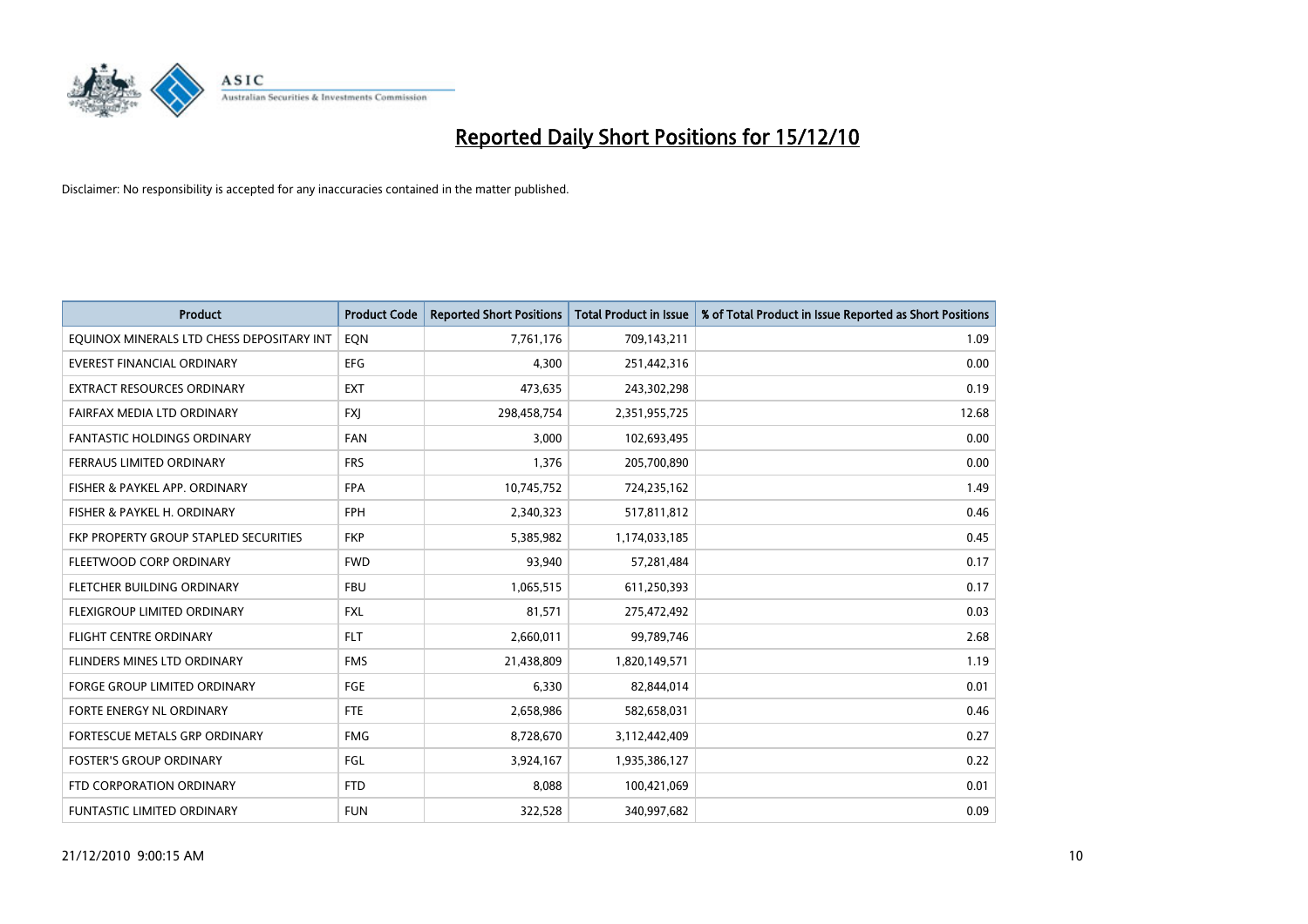# Reported Daily Short Positions for 15/12/10

Disclaimer: No responsibility is accepted for any inaccuracies contained in the matter published.

| Product | Product Code | Reported Short Positions | Total Product in Issue | % of Total Product in Issue Reported as Short Positions |
|---|---|---|---|---|
| EQUINOX MINERALS LTD CHESS DEPOSITARY INT | EQN | 7,761,176 | 709,143,211 | 1.09 |
| EVEREST FINANCIAL ORDINARY | EFG | 4,300 | 251,442,316 | 0.00 |
| EXTRACT RESOURCES ORDINARY | EXT | 473,635 | 243,302,298 | 0.19 |
| FAIRFAX MEDIA LTD ORDINARY | FXJ | 298,458,754 | 2,351,955,725 | 12.68 |
| FANTASTIC HOLDINGS ORDINARY | FAN | 3,000 | 102,693,495 | 0.00 |
| FERRAUS LIMITED ORDINARY | FRS | 1,376 | 205,700,890 | 0.00 |
| FISHER & PAYKEL APP. ORDINARY | FPA | 10,745,752 | 724,235,162 | 1.49 |
| FISHER & PAYKEL H. ORDINARY | FPH | 2,340,323 | 517,811,812 | 0.46 |
| FKP PROPERTY GROUP STAPLED SECURITIES | FKP | 5,385,982 | 1,174,033,185 | 0.45 |
| FLEETWOOD CORP ORDINARY | FWD | 93,940 | 57,281,484 | 0.17 |
| FLETCHER BUILDING ORDINARY | FBU | 1,065,515 | 611,250,393 | 0.17 |
| FLEXIGROUP LIMITED ORDINARY | FXL | 81,571 | 275,472,492 | 0.03 |
| FLIGHT CENTRE ORDINARY | FLT | 2,660,011 | 99,789,746 | 2.68 |
| FLINDERS MINES LTD ORDINARY | FMS | 21,438,809 | 1,820,149,571 | 1.19 |
| FORGE GROUP LIMITED ORDINARY | FGE | 6,330 | 82,844,014 | 0.01 |
| FORTE ENERGY NL ORDINARY | FTE | 2,658,986 | 582,658,031 | 0.46 |
| FORTESCUE METALS GRP ORDINARY | FMG | 8,728,670 | 3,112,442,409 | 0.27 |
| FOSTER'S GROUP ORDINARY | FGL | 3,924,167 | 1,935,386,127 | 0.22 |
| FTD CORPORATION ORDINARY | FTD | 8,088 | 100,421,069 | 0.01 |
| FUNTASTIC LIMITED ORDINARY | FUN | 322,528 | 340,997,682 | 0.09 |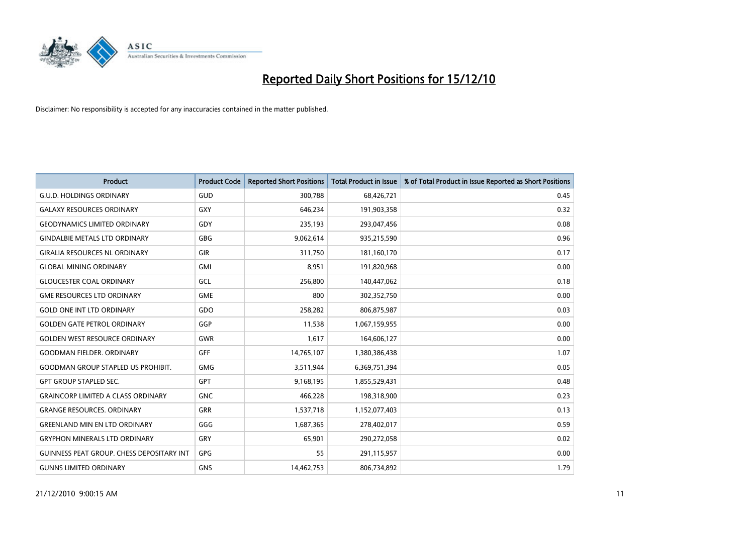# Reported Daily Short Positions for 15/12/10

Disclaimer: No responsibility is accepted for any inaccuracies contained in the matter published.

| Product | Product Code | Reported Short Positions | Total Product in Issue | % of Total Product in Issue Reported as Short Positions |
|---|---|---|---|---|
| G.U.D. HOLDINGS ORDINARY | GUD | 300,788 | 68,426,721 | 0.45 |
| GALAXY RESOURCES ORDINARY | GXY | 646,234 | 191,903,358 | 0.32 |
| GEODYNAMICS LIMITED ORDINARY | GDY | 235,193 | 293,047,456 | 0.08 |
| GINDALBIE METALS LTD ORDINARY | GBG | 9,062,614 | 935,215,590 | 0.96 |
| GIRALIA RESOURCES NL ORDINARY | GIR | 311,750 | 181,160,170 | 0.17 |
| GLOBAL MINING ORDINARY | GMI | 8,951 | 191,820,968 | 0.00 |
| GLOUCESTER COAL ORDINARY | GCL | 256,800 | 140,447,062 | 0.18 |
| GME RESOURCES LTD ORDINARY | GME | 800 | 302,352,750 | 0.00 |
| GOLD ONE INT LTD ORDINARY | GDO | 258,282 | 806,875,987 | 0.03 |
| GOLDEN GATE PETROL ORDINARY | GGP | 11,538 | 1,067,159,955 | 0.00 |
| GOLDEN WEST RESOURCE ORDINARY | GWR | 1,617 | 164,606,127 | 0.00 |
| GOODMAN FIELDER. ORDINARY | GFF | 14,765,107 | 1,380,386,438 | 1.07 |
| GOODMAN GROUP STAPLED US PROHIBIT. | GMG | 3,511,944 | 6,369,751,394 | 0.05 |
| GPT GROUP STAPLED SEC. | GPT | 9,168,195 | 1,855,529,431 | 0.48 |
| GRAINCORP LIMITED A CLASS ORDINARY | GNC | 466,228 | 198,318,900 | 0.23 |
| GRANGE RESOURCES. ORDINARY | GRR | 1,537,718 | 1,152,077,403 | 0.13 |
| GREENLAND MIN EN LTD ORDINARY | GGG | 1,687,365 | 278,402,017 | 0.59 |
| GRYPHON MINERALS LTD ORDINARY | GRY | 65,901 | 290,272,058 | 0.02 |
| GUINNESS PEAT GROUP. CHESS DEPOSITARY INT | GPG | 55 | 291,115,957 | 0.00 |
| GUNNS LIMITED ORDINARY | GNS | 14,462,753 | 806,734,892 | 1.79 |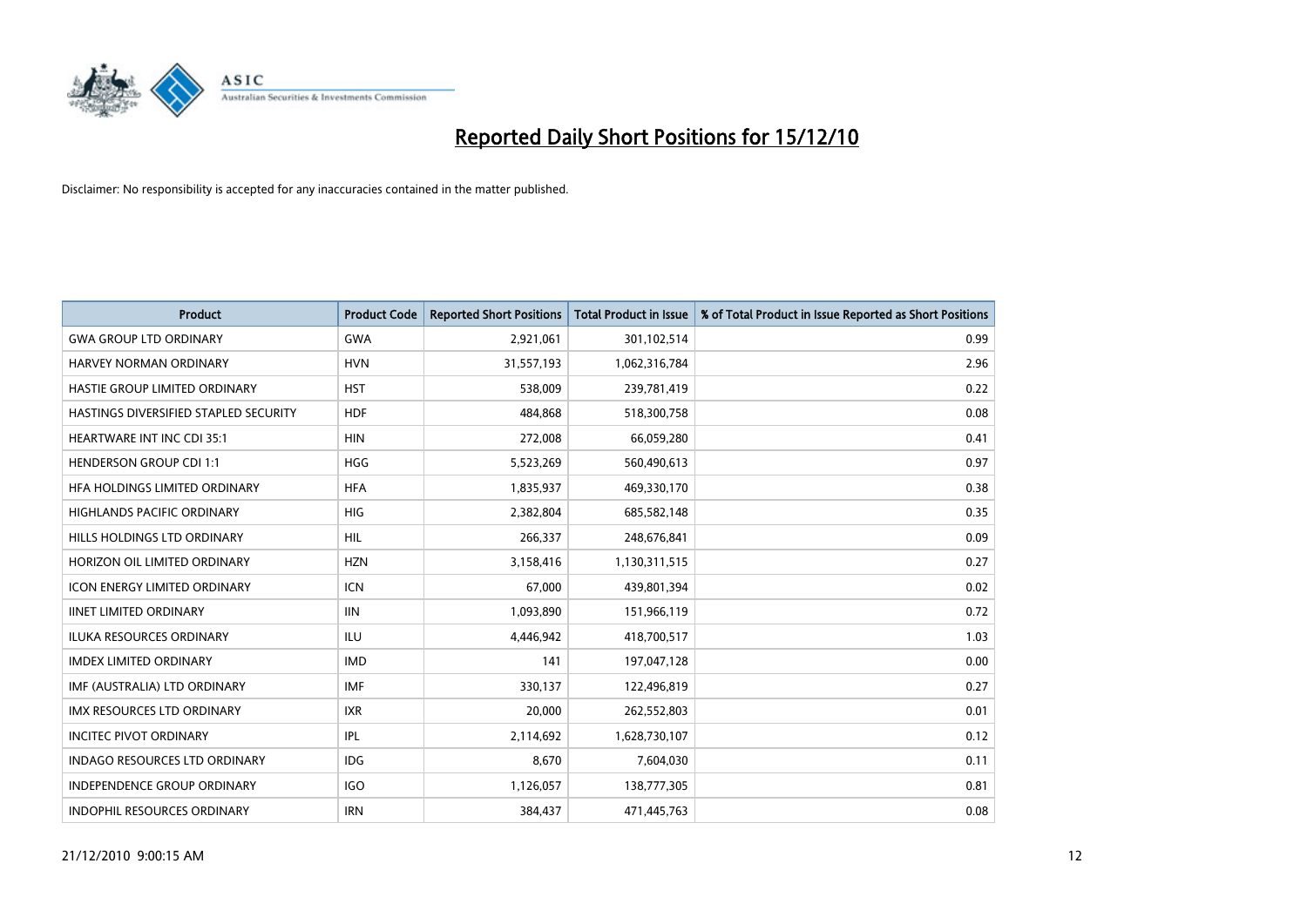# Reported Daily Short Positions for 15/12/10

Disclaimer: No responsibility is accepted for any inaccuracies contained in the matter published.

| Product | Product Code | Reported Short Positions | Total Product in Issue | % of Total Product in Issue Reported as Short Positions |
|---|---|---|---|---|
| GWA GROUP LTD ORDINARY | GWA | 2,921,061 | 301,102,514 | 0.99 |
| HARVEY NORMAN ORDINARY | HVN | 31,557,193 | 1,062,316,784 | 2.96 |
| HASTIE GROUP LIMITED ORDINARY | HST | 538,009 | 239,781,419 | 0.22 |
| HASTINGS DIVERSIFIED STAPLED SECURITY | HDF | 484,868 | 518,300,758 | 0.08 |
| HEARTWARE INT INC CDI 35:1 | HIN | 272,008 | 66,059,280 | 0.41 |
| HENDERSON GROUP CDI 1:1 | HGG | 5,523,269 | 560,490,613 | 0.97 |
| HFA HOLDINGS LIMITED ORDINARY | HFA | 1,835,937 | 469,330,170 | 0.38 |
| HIGHLANDS PACIFIC ORDINARY | HIG | 2,382,804 | 685,582,148 | 0.35 |
| HILLS HOLDINGS LTD ORDINARY | HIL | 266,337 | 248,676,841 | 0.09 |
| HORIZON OIL LIMITED ORDINARY | HZN | 3,158,416 | 1,130,311,515 | 0.27 |
| ICON ENERGY LIMITED ORDINARY | ICN | 67,000 | 439,801,394 | 0.02 |
| IINET LIMITED ORDINARY | IIN | 1,093,890 | 151,966,119 | 0.72 |
| ILUKA RESOURCES ORDINARY | ILU | 4,446,942 | 418,700,517 | 1.03 |
| IMDEX LIMITED ORDINARY | IMD | 141 | 197,047,128 | 0.00 |
| IMF (AUSTRALIA) LTD ORDINARY | IMF | 330,137 | 122,496,819 | 0.27 |
| IMX RESOURCES LTD ORDINARY | IXR | 20,000 | 262,552,803 | 0.01 |
| INCITEC PIVOT ORDINARY | IPL | 2,114,692 | 1,628,730,107 | 0.12 |
| INDAGO RESOURCES LTD ORDINARY | IDG | 8,670 | 7,604,030 | 0.11 |
| INDEPENDENCE GROUP ORDINARY | IGO | 1,126,057 | 138,777,305 | 0.81 |
| INDOPHIL RESOURCES ORDINARY | IRN | 384,437 | 471,445,763 | 0.08 |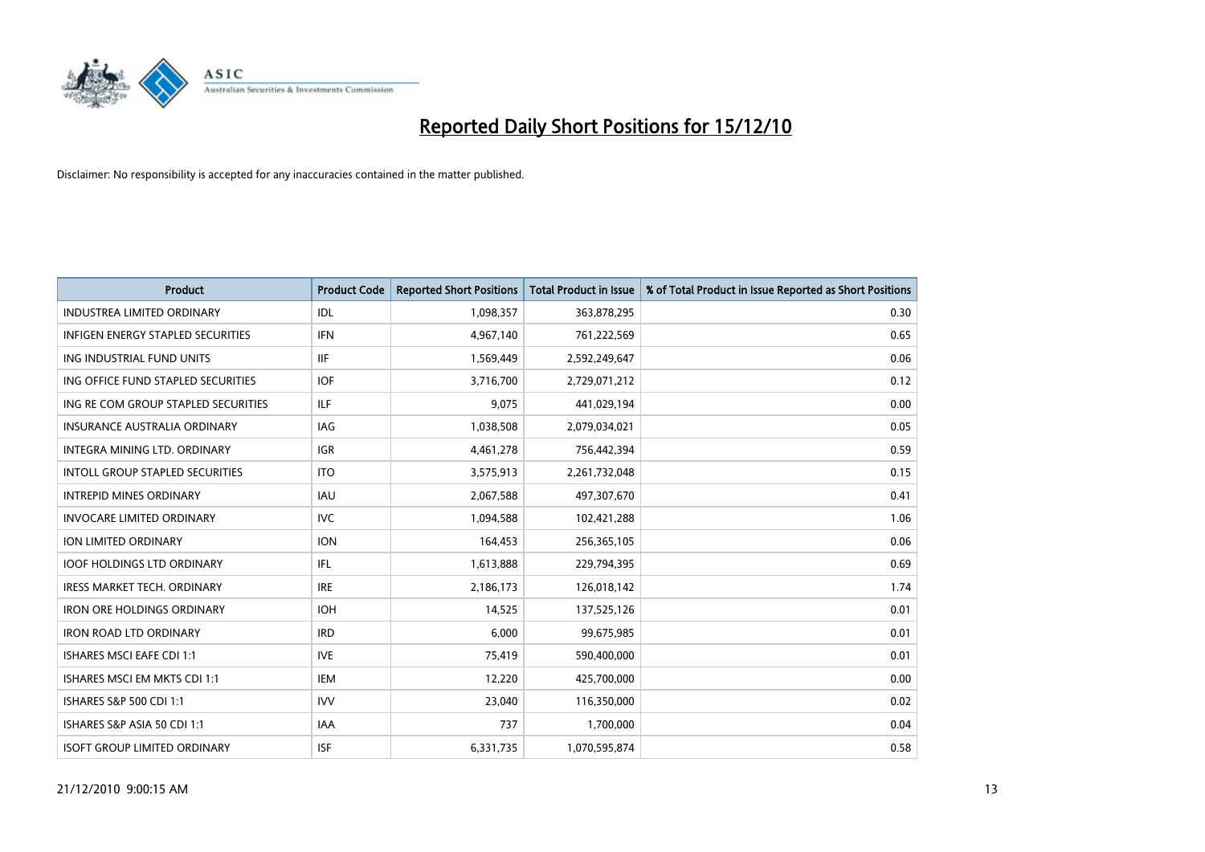# Reported Daily Short Positions for 15/12/10

Disclaimer: No responsibility is accepted for any inaccuracies contained in the matter published.

| Product | Product Code | Reported Short Positions | Total Product in Issue | % of Total Product in Issue Reported as Short Positions |
|---|---|---|---|---|
| INDUSTREA LIMITED ORDINARY | IDL | 1,098,357 | 363,878,295 | 0.30 |
| INFIGEN ENERGY STAPLED SECURITIES | IFN | 4,967,140 | 761,222,569 | 0.65 |
| ING INDUSTRIAL FUND UNITS | IIF | 1,569,449 | 2,592,249,647 | 0.06 |
| ING OFFICE FUND STAPLED SECURITIES | IOF | 3,716,700 | 2,729,071,212 | 0.12 |
| ING RE COM GROUP STAPLED SECURITIES | ILF | 9,075 | 441,029,194 | 0.00 |
| INSURANCE AUSTRALIA ORDINARY | IAG | 1,038,508 | 2,079,034,021 | 0.05 |
| INTEGRA MINING LTD. ORDINARY | IGR | 4,461,278 | 756,442,394 | 0.59 |
| INTOLL GROUP STAPLED SECURITIES | ITO | 3,575,913 | 2,261,732,048 | 0.15 |
| INTREPID MINES ORDINARY | IAU | 2,067,588 | 497,307,670 | 0.41 |
| INVOCARE LIMITED ORDINARY | IVC | 1,094,588 | 102,421,288 | 1.06 |
| ION LIMITED ORDINARY | ION | 164,453 | 256,365,105 | 0.06 |
| IOOF HOLDINGS LTD ORDINARY | IFL | 1,613,888 | 229,794,395 | 0.69 |
| IRESS MARKET TECH. ORDINARY | IRE | 2,186,173 | 126,018,142 | 1.74 |
| IRON ORE HOLDINGS ORDINARY | IOH | 14,525 | 137,525,126 | 0.01 |
| IRON ROAD LTD ORDINARY | IRD | 6,000 | 99,675,985 | 0.01 |
| ISHARES MSCI EAFE CDI 1:1 | IVE | 75,419 | 590,400,000 | 0.01 |
| ISHARES MSCI EM MKTS CDI 1:1 | IEM | 12,220 | 425,700,000 | 0.00 |
| ISHARES S&P 500 CDI 1:1 | IVV | 23,040 | 116,350,000 | 0.02 |
| ISHARES S&P ASIA 50 CDI 1:1 | IAA | 737 | 1,700,000 | 0.04 |
| ISOFT GROUP LIMITED ORDINARY | ISF | 6,331,735 | 1,070,595,874 | 0.58 |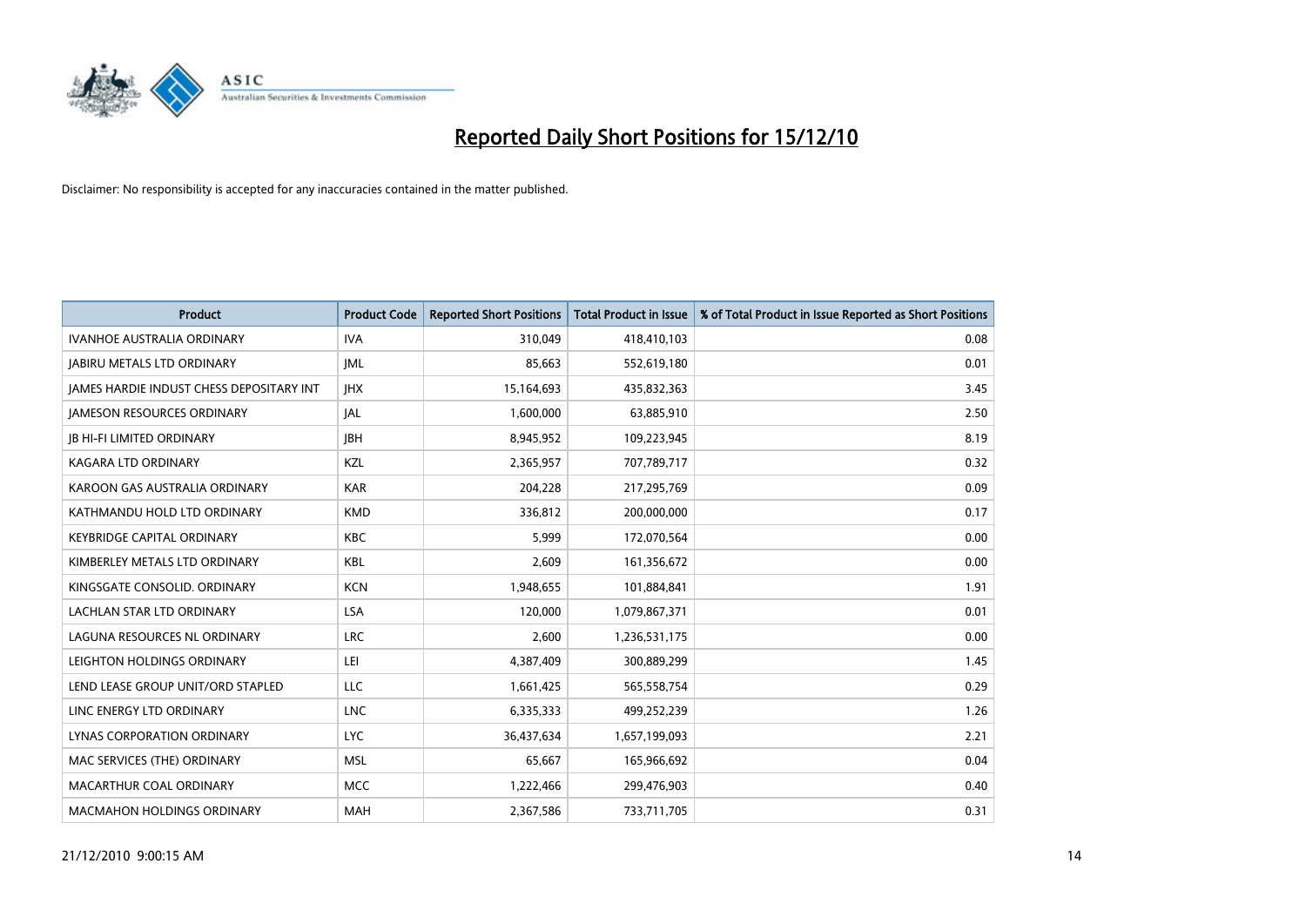# Reported Daily Short Positions for 15/12/10

Disclaimer: No responsibility is accepted for any inaccuracies contained in the matter published.

| Product | Product Code | Reported Short Positions | Total Product in Issue | % of Total Product in Issue Reported as Short Positions |
|---|---|---|---|---|
| IVANHOE AUSTRALIA ORDINARY | IVA | 310,049 | 418,410,103 | 0.08 |
| JABIRU METALS LTD ORDINARY | JML | 85,663 | 552,619,180 | 0.01 |
| JAMES HARDIE INDUST CHESS DEPOSITARY INT | JHX | 15,164,693 | 435,832,363 | 3.45 |
| JAMESON RESOURCES ORDINARY | JAL | 1,600,000 | 63,885,910 | 2.50 |
| JB HI-FI LIMITED ORDINARY | JBH | 8,945,952 | 109,223,945 | 8.19 |
| KAGARA LTD ORDINARY | KZL | 2,365,957 | 707,789,717 | 0.32 |
| KAROON GAS AUSTRALIA ORDINARY | KAR | 204,228 | 217,295,769 | 0.09 |
| KATHMANDU HOLD LTD ORDINARY | KMD | 336,812 | 200,000,000 | 0.17 |
| KEYBRIDGE CAPITAL ORDINARY | KBC | 5,999 | 172,070,564 | 0.00 |
| KIMBERLEY METALS LTD ORDINARY | KBL | 2,609 | 161,356,672 | 0.00 |
| KINGSGATE CONSOLID. ORDINARY | KCN | 1,948,655 | 101,884,841 | 1.91 |
| LACHLAN STAR LTD ORDINARY | LSA | 120,000 | 1,079,867,371 | 0.01 |
| LAGUNA RESOURCES NL ORDINARY | LRC | 2,600 | 1,236,531,175 | 0.00 |
| LEIGHTON HOLDINGS ORDINARY | LEI | 4,387,409 | 300,889,299 | 1.45 |
| LEND LEASE GROUP UNIT/ORD STAPLED | LLC | 1,661,425 | 565,558,754 | 0.29 |
| LINC ENERGY LTD ORDINARY | LNC | 6,335,333 | 499,252,239 | 1.26 |
| LYNAS CORPORATION ORDINARY | LYC | 36,437,634 | 1,657,199,093 | 2.21 |
| MAC SERVICES (THE) ORDINARY | MSL | 65,667 | 165,966,692 | 0.04 |
| MACARTHUR COAL ORDINARY | MCC | 1,222,466 | 299,476,903 | 0.40 |
| MACMAHON HOLDINGS ORDINARY | MAH | 2,367,586 | 733,711,705 | 0.31 |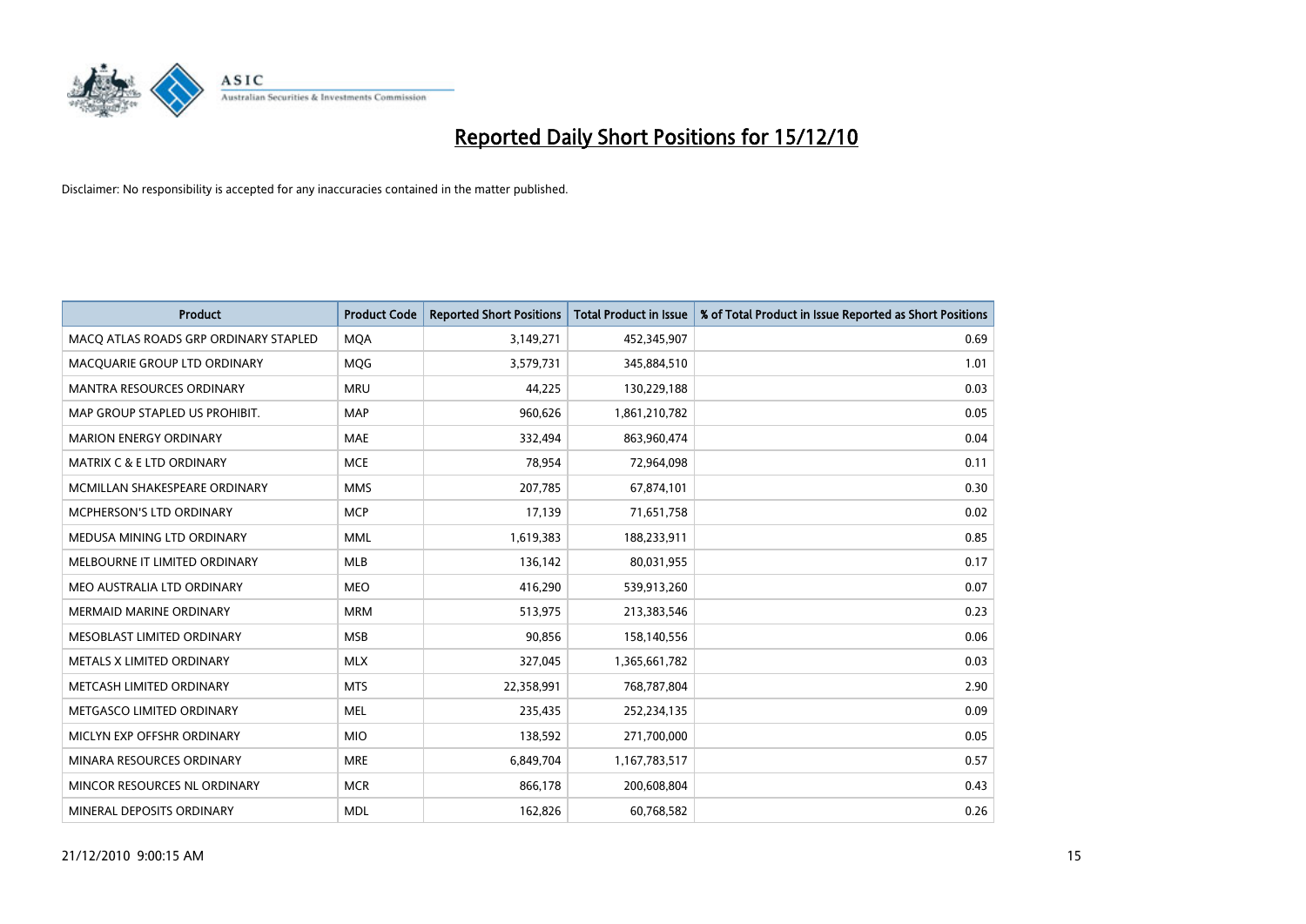# Reported Daily Short Positions for 15/12/10

Disclaimer: No responsibility is accepted for any inaccuracies contained in the matter published.

| Product | Product Code | Reported Short Positions | Total Product in Issue | % of Total Product in Issue Reported as Short Positions |
|---|---|---|---|---|
| MACQ ATLAS ROADS GRP ORDINARY STAPLED | MQA | 3,149,271 | 452,345,907 | 0.69 |
| MACQUARIE GROUP LTD ORDINARY | MQG | 3,579,731 | 345,884,510 | 1.01 |
| MANTRA RESOURCES ORDINARY | MRU | 44,225 | 130,229,188 | 0.03 |
| MAP GROUP STAPLED US PROHIBIT. | MAP | 960,626 | 1,861,210,782 | 0.05 |
| MARION ENERGY ORDINARY | MAE | 332,494 | 863,960,474 | 0.04 |
| MATRIX C & E LTD ORDINARY | MCE | 78,954 | 72,964,098 | 0.11 |
| MCMILLAN SHAKESPEARE ORDINARY | MMS | 207,785 | 67,874,101 | 0.30 |
| MCPHERSON'S LTD ORDINARY | MCP | 17,139 | 71,651,758 | 0.02 |
| MEDUSA MINING LTD ORDINARY | MML | 1,619,383 | 188,233,911 | 0.85 |
| MELBOURNE IT LIMITED ORDINARY | MLB | 136,142 | 80,031,955 | 0.17 |
| MEO AUSTRALIA LTD ORDINARY | MEO | 416,290 | 539,913,260 | 0.07 |
| MERMAID MARINE ORDINARY | MRM | 513,975 | 213,383,546 | 0.23 |
| MESOBLAST LIMITED ORDINARY | MSB | 90,856 | 158,140,556 | 0.06 |
| METALS X LIMITED ORDINARY | MLX | 327,045 | 1,365,661,782 | 0.03 |
| METCASH LIMITED ORDINARY | MTS | 22,358,991 | 768,787,804 | 2.90 |
| METGASCO LIMITED ORDINARY | MEL | 235,435 | 252,234,135 | 0.09 |
| MICLYN EXP OFFSHR ORDINARY | MIO | 138,592 | 271,700,000 | 0.05 |
| MINARA RESOURCES ORDINARY | MRE | 6,849,704 | 1,167,783,517 | 0.57 |
| MINCOR RESOURCES NL ORDINARY | MCR | 866,178 | 200,608,804 | 0.43 |
| MINERAL DEPOSITS ORDINARY | MDL | 162,826 | 60,768,582 | 0.26 |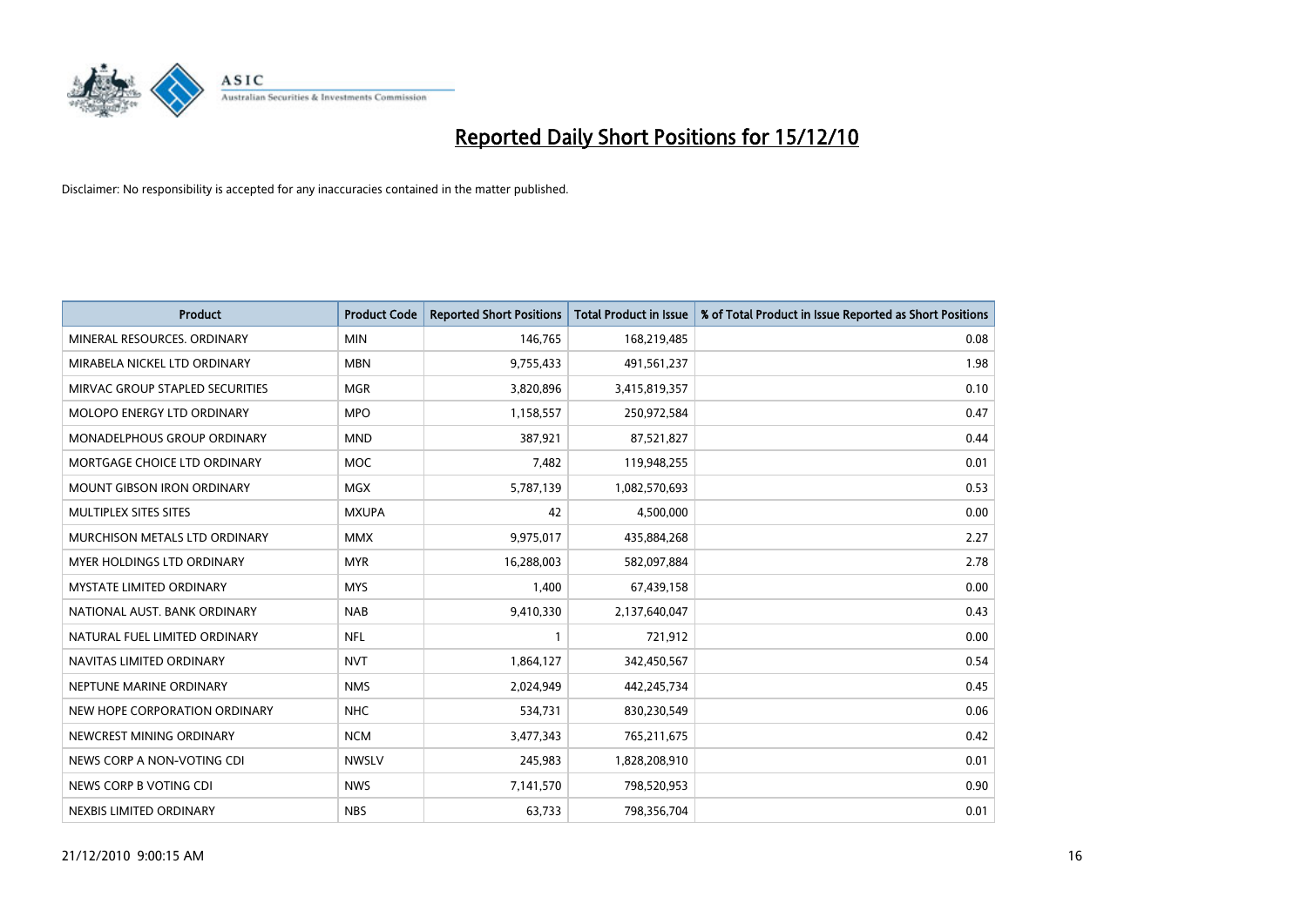# Reported Daily Short Positions for 15/12/10

Disclaimer: No responsibility is accepted for any inaccuracies contained in the matter published.

| Product | Product Code | Reported Short Positions | Total Product in Issue | % of Total Product in Issue Reported as Short Positions |
|---|---|---|---|---|
| MINERAL RESOURCES. ORDINARY | MIN | 146,765 | 168,219,485 | 0.08 |
| MIRABELA NICKEL LTD ORDINARY | MBN | 9,755,433 | 491,561,237 | 1.98 |
| MIRVAC GROUP STAPLED SECURITIES | MGR | 3,820,896 | 3,415,819,357 | 0.10 |
| MOLOPO ENERGY LTD ORDINARY | MPO | 1,158,557 | 250,972,584 | 0.47 |
| MONADELPHOUS GROUP ORDINARY | MND | 387,921 | 87,521,827 | 0.44 |
| MORTGAGE CHOICE LTD ORDINARY | MOC | 7,482 | 119,948,255 | 0.01 |
| MOUNT GIBSON IRON ORDINARY | MGX | 5,787,139 | 1,082,570,693 | 0.53 |
| MULTIPLEX SITES SITES | MXUPA | 42 | 4,500,000 | 0.00 |
| MURCHISON METALS LTD ORDINARY | MMX | 9,975,017 | 435,884,268 | 2.27 |
| MYER HOLDINGS LTD ORDINARY | MYR | 16,288,003 | 582,097,884 | 2.78 |
| MYSTATE LIMITED ORDINARY | MYS | 1,400 | 67,439,158 | 0.00 |
| NATIONAL AUST. BANK ORDINARY | NAB | 9,410,330 | 2,137,640,047 | 0.43 |
| NATURAL FUEL LIMITED ORDINARY | NFL | 1 | 721,912 | 0.00 |
| NAVITAS LIMITED ORDINARY | NVT | 1,864,127 | 342,450,567 | 0.54 |
| NEPTUNE MARINE ORDINARY | NMS | 2,024,949 | 442,245,734 | 0.45 |
| NEW HOPE CORPORATION ORDINARY | NHC | 534,731 | 830,230,549 | 0.06 |
| NEWCREST MINING ORDINARY | NCM | 3,477,343 | 765,211,675 | 0.42 |
| NEWS CORP A NON-VOTING CDI | NWSLV | 245,983 | 1,828,208,910 | 0.01 |
| NEWS CORP B VOTING CDI | NWS | 7,141,570 | 798,520,953 | 0.90 |
| NEXBIS LIMITED ORDINARY | NBS | 63,733 | 798,356,704 | 0.01 |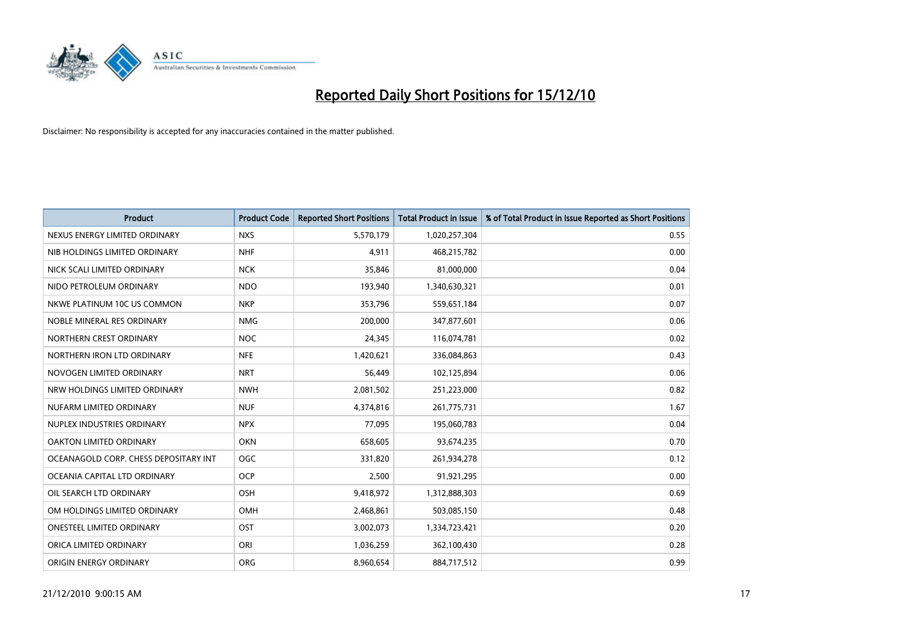# Reported Daily Short Positions for 15/12/10

Disclaimer: No responsibility is accepted for any inaccuracies contained in the matter published.

| Product | Product Code | Reported Short Positions | Total Product in Issue | % of Total Product in Issue Reported as Short Positions |
|---|---|---|---|---|
| NEXUS ENERGY LIMITED ORDINARY | NXS | 5,570,179 | 1,020,257,304 | 0.55 |
| NIB HOLDINGS LIMITED ORDINARY | NHF | 4,911 | 468,215,782 | 0.00 |
| NICK SCALI LIMITED ORDINARY | NCK | 35,846 | 81,000,000 | 0.04 |
| NIDO PETROLEUM ORDINARY | NDO | 193,940 | 1,340,630,321 | 0.01 |
| NKWE PLATINUM 10C US COMMON | NKP | 353,796 | 559,651,184 | 0.07 |
| NOBLE MINERAL RES ORDINARY | NMG | 200,000 | 347,877,601 | 0.06 |
| NORTHERN CREST ORDINARY | NOC | 24,345 | 116,074,781 | 0.02 |
| NORTHERN IRON LTD ORDINARY | NFE | 1,420,621 | 336,084,863 | 0.43 |
| NOVOGEN LIMITED ORDINARY | NRT | 56,449 | 102,125,894 | 0.06 |
| NRW HOLDINGS LIMITED ORDINARY | NWH | 2,081,502 | 251,223,000 | 0.82 |
| NUFARM LIMITED ORDINARY | NUF | 4,374,816 | 261,775,731 | 1.67 |
| NUPLEX INDUSTRIES ORDINARY | NPX | 77,095 | 195,060,783 | 0.04 |
| OAKTON LIMITED ORDINARY | OKN | 658,605 | 93,674,235 | 0.70 |
| OCEANAGOLD CORP. CHESS DEPOSITARY INT | OGC | 331,820 | 261,934,278 | 0.12 |
| OCEANIA CAPITAL LTD ORDINARY | OCP | 2,500 | 91,921,295 | 0.00 |
| OIL SEARCH LTD ORDINARY | OSH | 9,418,972 | 1,312,888,303 | 0.69 |
| OM HOLDINGS LIMITED ORDINARY | OMH | 2,468,861 | 503,085,150 | 0.48 |
| ONESTEEL LIMITED ORDINARY | OST | 3,002,073 | 1,334,723,421 | 0.20 |
| ORICA LIMITED ORDINARY | ORI | 1,036,259 | 362,100,430 | 0.28 |
| ORIGIN ENERGY ORDINARY | ORG | 8,960,654 | 884,717,512 | 0.99 |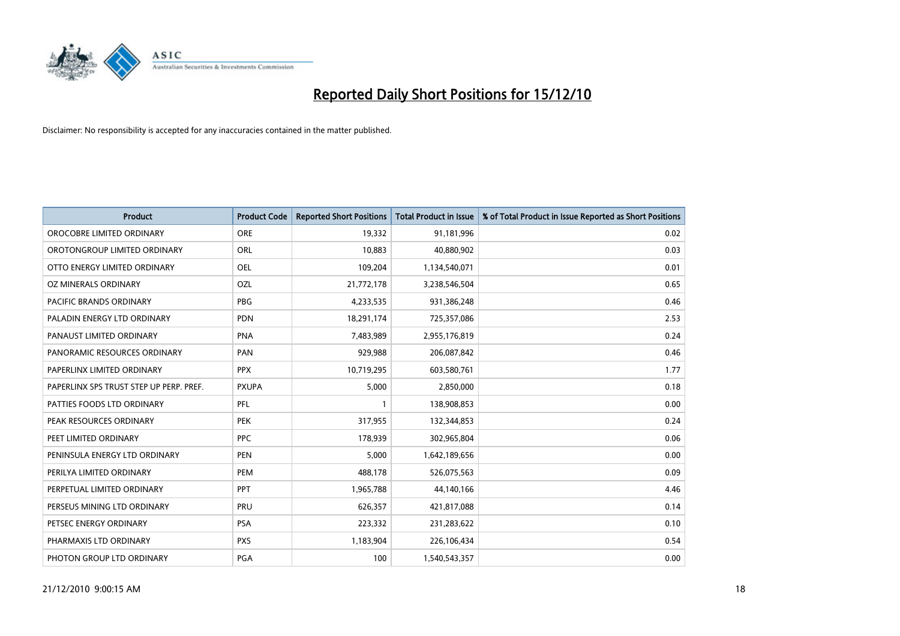# Reported Daily Short Positions for 15/12/10

Disclaimer: No responsibility is accepted for any inaccuracies contained in the matter published.

| Product | Product Code | Reported Short Positions | Total Product in Issue | % of Total Product in Issue Reported as Short Positions |
|---|---|---|---|---|
| OROCOBRE LIMITED ORDINARY | ORE | 19,332 | 91,181,996 | 0.02 |
| OROTONGROUP LIMITED ORDINARY | ORL | 10,883 | 40,880,902 | 0.03 |
| OTTO ENERGY LIMITED ORDINARY | OEL | 109,204 | 1,134,540,071 | 0.01 |
| OZ MINERALS ORDINARY | OZL | 21,772,178 | 3,238,546,504 | 0.65 |
| PACIFIC BRANDS ORDINARY | PBG | 4,233,535 | 931,386,248 | 0.46 |
| PALADIN ENERGY LTD ORDINARY | PDN | 18,291,174 | 725,357,086 | 2.53 |
| PANAUST LIMITED ORDINARY | PNA | 7,483,989 | 2,955,176,819 | 0.24 |
| PANORAMIC RESOURCES ORDINARY | PAN | 929,988 | 206,087,842 | 0.46 |
| PAPERLINX LIMITED ORDINARY | PPX | 10,719,295 | 603,580,761 | 1.77 |
| PAPERLINX SPS TRUST STEP UP PERP. PREF. | PXUPA | 5,000 | 2,850,000 | 0.18 |
| PATTIES FOODS LTD ORDINARY | PFL | 1 | 138,908,853 | 0.00 |
| PEAK RESOURCES ORDINARY | PEK | 317,955 | 132,344,853 | 0.24 |
| PEET LIMITED ORDINARY | PPC | 178,939 | 302,965,804 | 0.06 |
| PENINSULA ENERGY LTD ORDINARY | PEN | 5,000 | 1,642,189,656 | 0.00 |
| PERILYA LIMITED ORDINARY | PEM | 488,178 | 526,075,563 | 0.09 |
| PERPETUAL LIMITED ORDINARY | PPT | 1,965,788 | 44,140,166 | 4.46 |
| PERSEUS MINING LTD ORDINARY | PRU | 626,357 | 421,817,088 | 0.14 |
| PETSEC ENERGY ORDINARY | PSA | 223,332 | 231,283,622 | 0.10 |
| PHARMAXIS LTD ORDINARY | PXS | 1,183,904 | 226,106,434 | 0.54 |
| PHOTON GROUP LTD ORDINARY | PGA | 100 | 1,540,543,357 | 0.00 |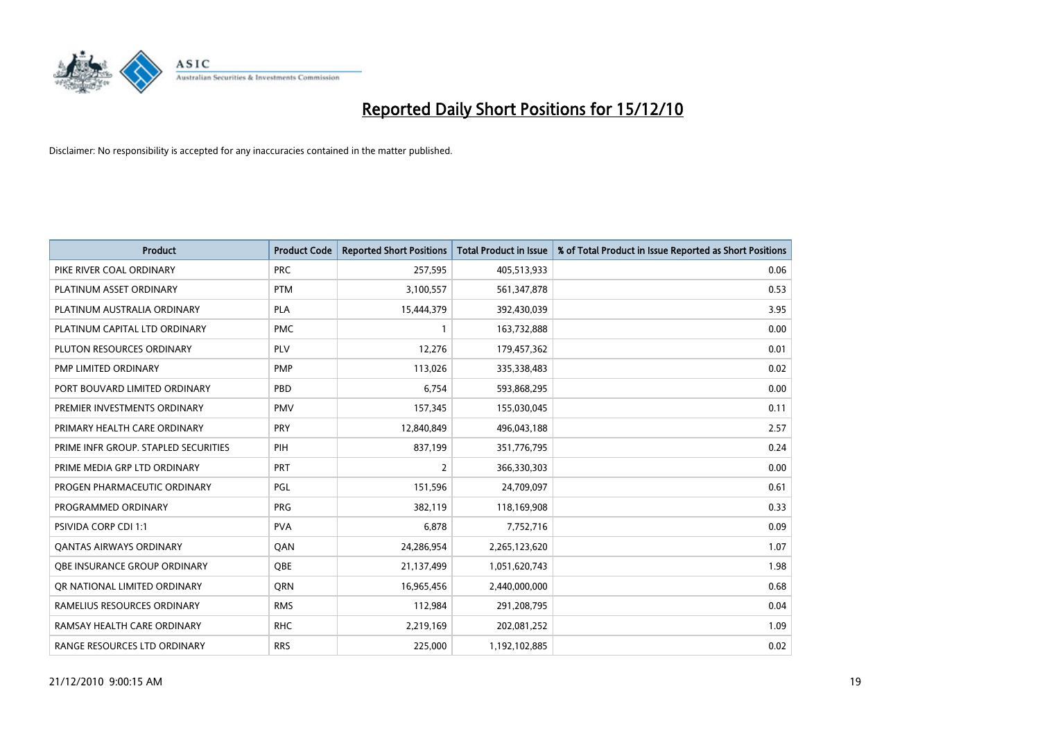# Reported Daily Short Positions for 15/12/10

Disclaimer: No responsibility is accepted for any inaccuracies contained in the matter published.

| Product | Product Code | Reported Short Positions | Total Product in Issue | % of Total Product in Issue Reported as Short Positions |
|---|---|---|---|---|
| PIKE RIVER COAL ORDINARY | PRC | 257,595 | 405,513,933 | 0.06 |
| PLATINUM ASSET ORDINARY | PTM | 3,100,557 | 561,347,878 | 0.53 |
| PLATINUM AUSTRALIA ORDINARY | PLA | 15,444,379 | 392,430,039 | 3.95 |
| PLATINUM CAPITAL LTD ORDINARY | PMC | 1 | 163,732,888 | 0.00 |
| PLUTON RESOURCES ORDINARY | PLV | 12,276 | 179,457,362 | 0.01 |
| PMP LIMITED ORDINARY | PMP | 113,026 | 335,338,483 | 0.02 |
| PORT BOUVARD LIMITED ORDINARY | PBD | 6,754 | 593,868,295 | 0.00 |
| PREMIER INVESTMENTS ORDINARY | PMV | 157,345 | 155,030,045 | 0.11 |
| PRIMARY HEALTH CARE ORDINARY | PRY | 12,840,849 | 496,043,188 | 2.57 |
| PRIME INFR GROUP. STAPLED SECURITIES | PIH | 837,199 | 351,776,795 | 0.24 |
| PRIME MEDIA GRP LTD ORDINARY | PRT | 2 | 366,330,303 | 0.00 |
| PROGEN PHARMACEUTIC ORDINARY | PGL | 151,596 | 24,709,097 | 0.61 |
| PROGRAMMED ORDINARY | PRG | 382,119 | 118,169,908 | 0.33 |
| PSIVIDA CORP CDI 1:1 | PVA | 6,878 | 7,752,716 | 0.09 |
| QANTAS AIRWAYS ORDINARY | QAN | 24,286,954 | 2,265,123,620 | 1.07 |
| QBE INSURANCE GROUP ORDINARY | QBE | 21,137,499 | 1,051,620,743 | 1.98 |
| QR NATIONAL LIMITED ORDINARY | QRN | 16,965,456 | 2,440,000,000 | 0.68 |
| RAMELIUS RESOURCES ORDINARY | RMS | 112,984 | 291,208,795 | 0.04 |
| RAMSAY HEALTH CARE ORDINARY | RHC | 2,219,169 | 202,081,252 | 1.09 |
| RANGE RESOURCES LTD ORDINARY | RRS | 225,000 | 1,192,102,885 | 0.02 |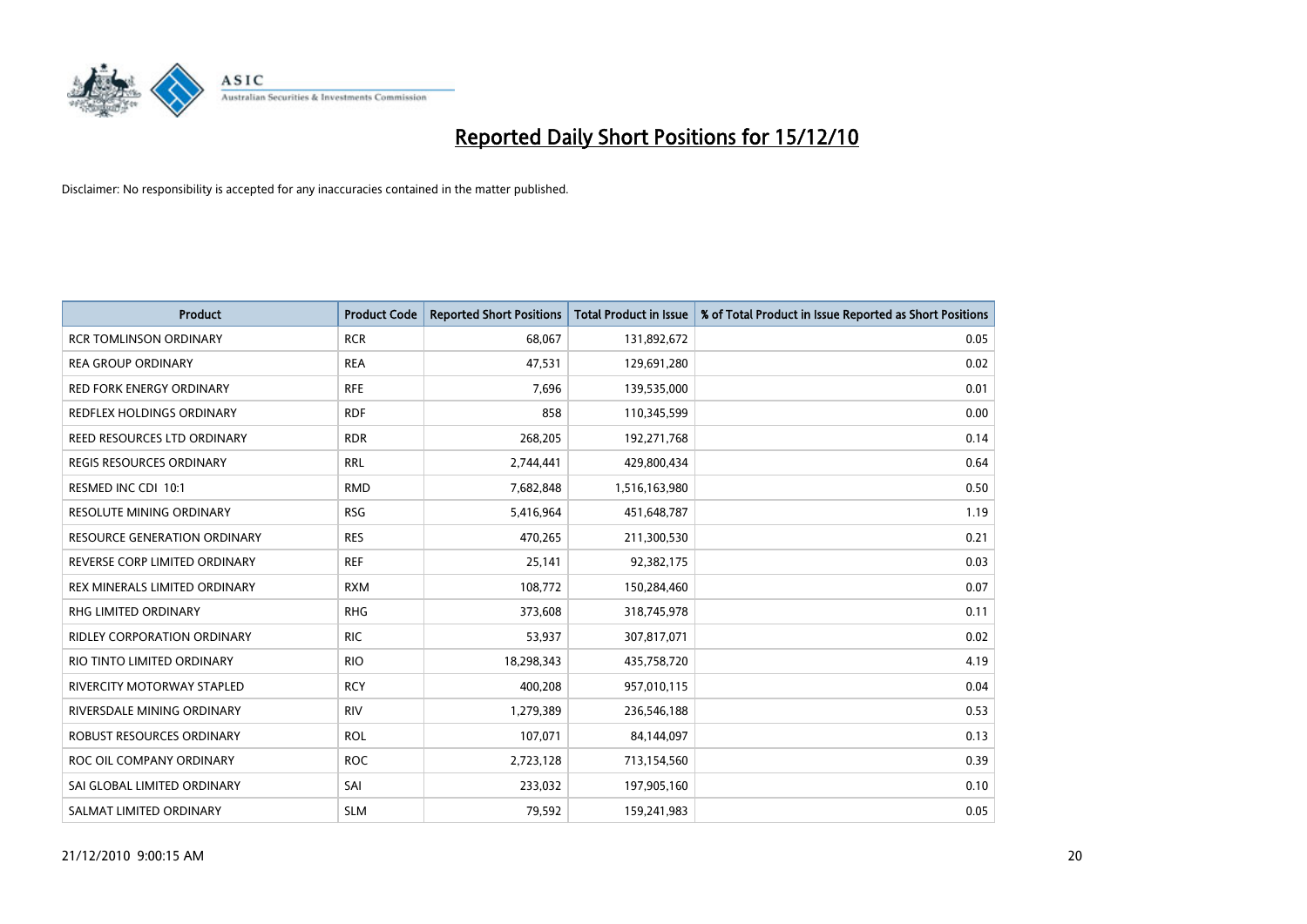# Reported Daily Short Positions for 15/12/10

Disclaimer: No responsibility is accepted for any inaccuracies contained in the matter published.

| Product | Product Code | Reported Short Positions | Total Product in Issue | % of Total Product in Issue Reported as Short Positions |
|---|---|---|---|---|
| RCR TOMLINSON ORDINARY | RCR | 68,067 | 131,892,672 | 0.05 |
| REA GROUP ORDINARY | REA | 47,531 | 129,691,280 | 0.02 |
| RED FORK ENERGY ORDINARY | RFE | 7,696 | 139,535,000 | 0.01 |
| REDFLEX HOLDINGS ORDINARY | RDF | 858 | 110,345,599 | 0.00 |
| REED RESOURCES LTD ORDINARY | RDR | 268,205 | 192,271,768 | 0.14 |
| REGIS RESOURCES ORDINARY | RRL | 2,744,441 | 429,800,434 | 0.64 |
| RESMED INC CDI 10:1 | RMD | 7,682,848 | 1,516,163,980 | 0.50 |
| RESOLUTE MINING ORDINARY | RSG | 5,416,964 | 451,648,787 | 1.19 |
| RESOURCE GENERATION ORDINARY | RES | 470,265 | 211,300,530 | 0.21 |
| REVERSE CORP LIMITED ORDINARY | REF | 25,141 | 92,382,175 | 0.03 |
| REX MINERALS LIMITED ORDINARY | RXM | 108,772 | 150,284,460 | 0.07 |
| RHG LIMITED ORDINARY | RHG | 373,608 | 318,745,978 | 0.11 |
| RIDLEY CORPORATION ORDINARY | RIC | 53,937 | 307,817,071 | 0.02 |
| RIO TINTO LIMITED ORDINARY | RIO | 18,298,343 | 435,758,720 | 4.19 |
| RIVERCITY MOTORWAY STAPLED | RCY | 400,208 | 957,010,115 | 0.04 |
| RIVERSDALE MINING ORDINARY | RIV | 1,279,389 | 236,546,188 | 0.53 |
| ROBUST RESOURCES ORDINARY | ROL | 107,071 | 84,144,097 | 0.13 |
| ROC OIL COMPANY ORDINARY | ROC | 2,723,128 | 713,154,560 | 0.39 |
| SAI GLOBAL LIMITED ORDINARY | SAI | 233,032 | 197,905,160 | 0.10 |
| SALMAT LIMITED ORDINARY | SLM | 79,592 | 159,241,983 | 0.05 |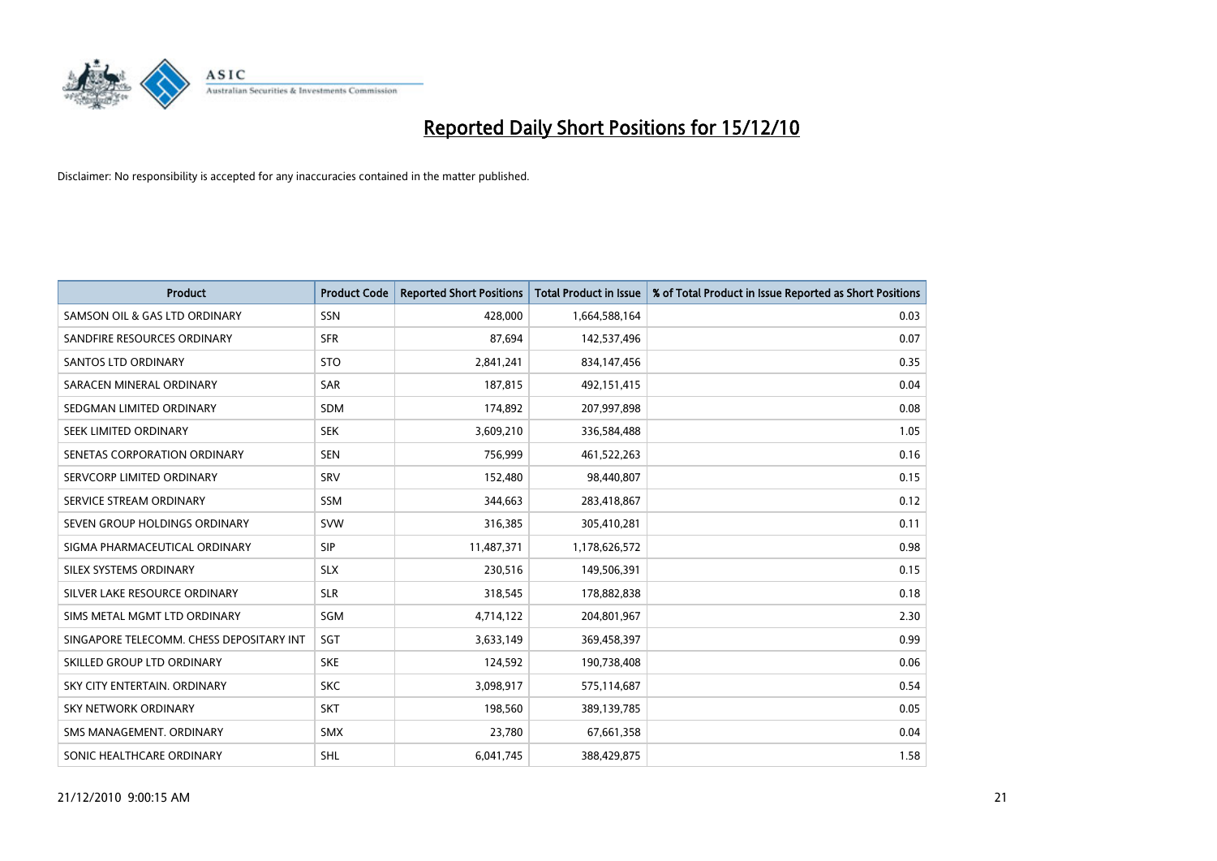# Reported Daily Short Positions for 15/12/10

Disclaimer: No responsibility is accepted for any inaccuracies contained in the matter published.

| Product | Product Code | Reported Short Positions | Total Product in Issue | % of Total Product in Issue Reported as Short Positions |
|---|---|---|---|---|
| SAMSON OIL & GAS LTD ORDINARY | SSN | 428,000 | 1,664,588,164 | 0.03 |
| SANDFIRE RESOURCES ORDINARY | SFR | 87,694 | 142,537,496 | 0.07 |
| SANTOS LTD ORDINARY | STO | 2,841,241 | 834,147,456 | 0.35 |
| SARACEN MINERAL ORDINARY | SAR | 187,815 | 492,151,415 | 0.04 |
| SEDGMAN LIMITED ORDINARY | SDM | 174,892 | 207,997,898 | 0.08 |
| SEEK LIMITED ORDINARY | SEK | 3,609,210 | 336,584,488 | 1.05 |
| SENETAS CORPORATION ORDINARY | SEN | 756,999 | 461,522,263 | 0.16 |
| SERVCORP LIMITED ORDINARY | SRV | 152,480 | 98,440,807 | 0.15 |
| SERVICE STREAM ORDINARY | SSM | 344,663 | 283,418,867 | 0.12 |
| SEVEN GROUP HOLDINGS ORDINARY | SVW | 316,385 | 305,410,281 | 0.11 |
| SIGMA PHARMACEUTICAL ORDINARY | SIP | 11,487,371 | 1,178,626,572 | 0.98 |
| SILEX SYSTEMS ORDINARY | SLX | 230,516 | 149,506,391 | 0.15 |
| SILVER LAKE RESOURCE ORDINARY | SLR | 318,545 | 178,882,838 | 0.18 |
| SIMS METAL MGMT LTD ORDINARY | SGM | 4,714,122 | 204,801,967 | 2.30 |
| SINGAPORE TELECOMM. CHESS DEPOSITARY INT | SGT | 3,633,149 | 369,458,397 | 0.99 |
| SKILLED GROUP LTD ORDINARY | SKE | 124,592 | 190,738,408 | 0.06 |
| SKY CITY ENTERTAIN. ORDINARY | SKC | 3,098,917 | 575,114,687 | 0.54 |
| SKY NETWORK ORDINARY | SKT | 198,560 | 389,139,785 | 0.05 |
| SMS MANAGEMENT. ORDINARY | SMX | 23,780 | 67,661,358 | 0.04 |
| SONIC HEALTHCARE ORDINARY | SHL | 6,041,745 | 388,429,875 | 1.58 |

21/12/2010 9:00:15 AM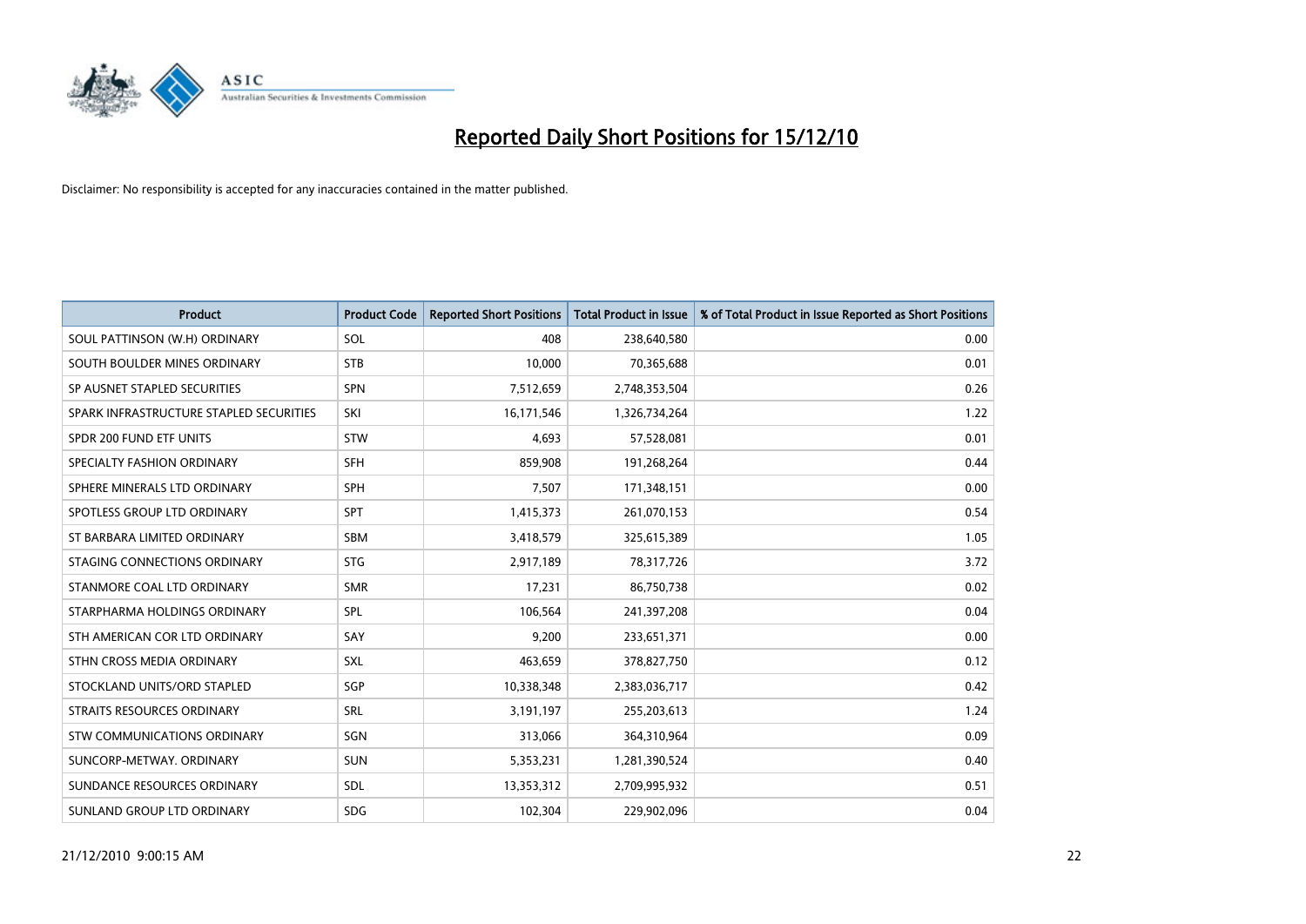# Reported Daily Short Positions for 15/12/10

Disclaimer: No responsibility is accepted for any inaccuracies contained in the matter published.

| Product | Product Code | Reported Short Positions | Total Product in Issue | % of Total Product in Issue Reported as Short Positions |
|---|---|---|---|---|
| SOUL PATTINSON (W.H) ORDINARY | SOL | 408 | 238,640,580 | 0.00 |
| SOUTH BOULDER MINES ORDINARY | STB | 10,000 | 70,365,688 | 0.01 |
| SP AUSNET STAPLED SECURITIES | SPN | 7,512,659 | 2,748,353,504 | 0.26 |
| SPARK INFRASTRUCTURE STAPLED SECURITIES | SKI | 16,171,546 | 1,326,734,264 | 1.22 |
| SPDR 200 FUND ETF UNITS | STW | 4,693 | 57,528,081 | 0.01 |
| SPECIALTY FASHION ORDINARY | SFH | 859,908 | 191,268,264 | 0.44 |
| SPHERE MINERALS LTD ORDINARY | SPH | 7,507 | 171,348,151 | 0.00 |
| SPOTLESS GROUP LTD ORDINARY | SPT | 1,415,373 | 261,070,153 | 0.54 |
| ST BARBARA LIMITED ORDINARY | SBM | 3,418,579 | 325,615,389 | 1.05 |
| STAGING CONNECTIONS ORDINARY | STG | 2,917,189 | 78,317,726 | 3.72 |
| STANMORE COAL LTD ORDINARY | SMR | 17,231 | 86,750,738 | 0.02 |
| STARPHARMA HOLDINGS ORDINARY | SPL | 106,564 | 241,397,208 | 0.04 |
| STH AMERICAN COR LTD ORDINARY | SAY | 9,200 | 233,651,371 | 0.00 |
| STHN CROSS MEDIA ORDINARY | SXL | 463,659 | 378,827,750 | 0.12 |
| STOCKLAND UNITS/ORD STAPLED | SGP | 10,338,348 | 2,383,036,717 | 0.42 |
| STRAITS RESOURCES ORDINARY | SRL | 3,191,197 | 255,203,613 | 1.24 |
| STW COMMUNICATIONS ORDINARY | SGN | 313,066 | 364,310,964 | 0.09 |
| SUNCORP-METWAY. ORDINARY | SUN | 5,353,231 | 1,281,390,524 | 0.40 |
| SUNDANCE RESOURCES ORDINARY | SDL | 13,353,312 | 2,709,995,932 | 0.51 |
| SUNLAND GROUP LTD ORDINARY | SDG | 102,304 | 229,902,096 | 0.04 |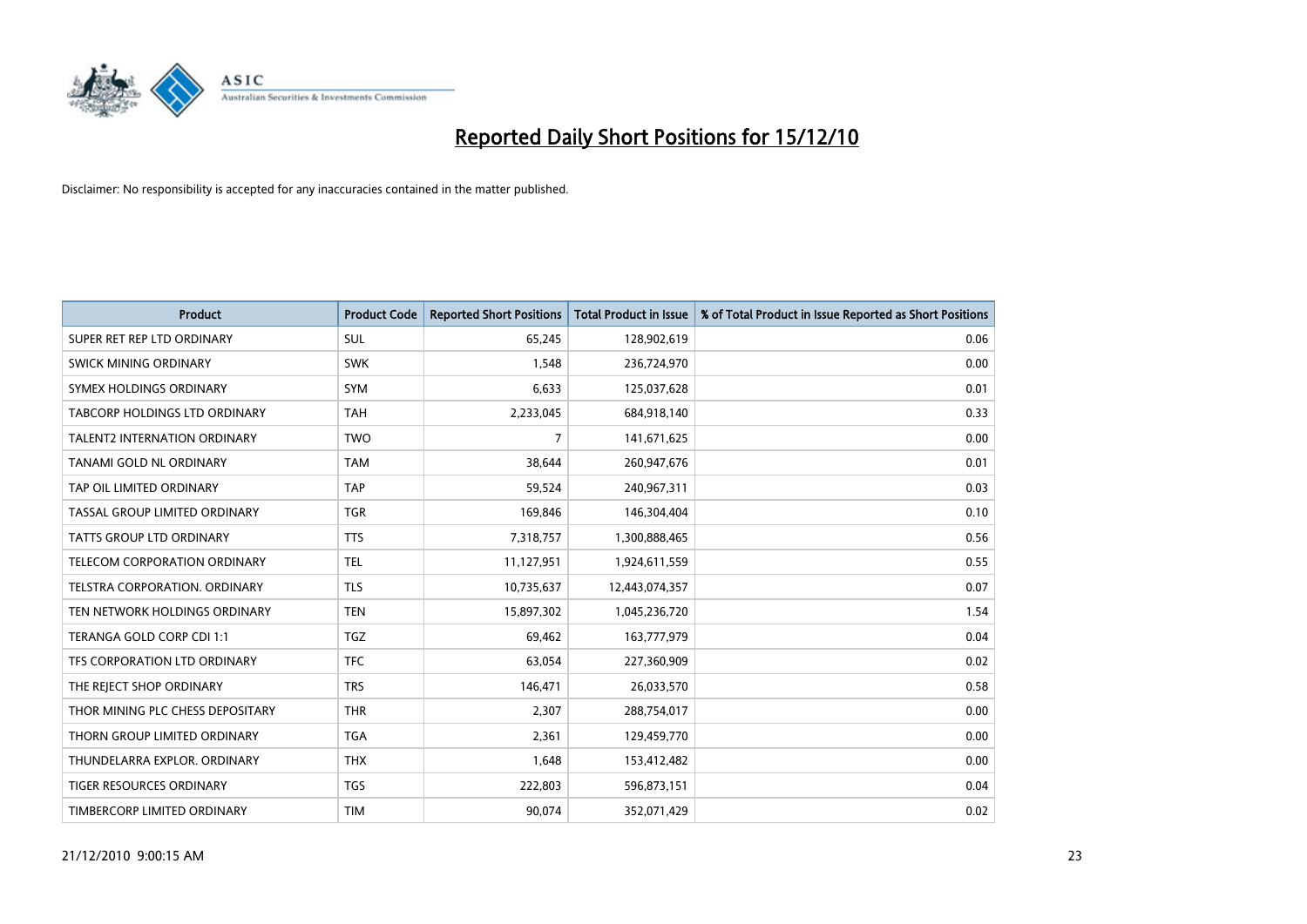# Reported Daily Short Positions for 15/12/10

Disclaimer: No responsibility is accepted for any inaccuracies contained in the matter published.

| Product | Product Code | Reported Short Positions | Total Product in Issue | % of Total Product in Issue Reported as Short Positions |
|---|---|---|---|---|
| SUPER RET REP LTD ORDINARY | SUL | 65,245 | 128,902,619 | 0.06 |
| SWICK MINING ORDINARY | SWK | 1,548 | 236,724,970 | 0.00 |
| SYMEX HOLDINGS ORDINARY | SYM | 6,633 | 125,037,628 | 0.01 |
| TABCORP HOLDINGS LTD ORDINARY | TAH | 2,233,045 | 684,918,140 | 0.33 |
| TALENT2 INTERNATION ORDINARY | TWO | 7 | 141,671,625 | 0.00 |
| TANAMI GOLD NL ORDINARY | TAM | 38,644 | 260,947,676 | 0.01 |
| TAP OIL LIMITED ORDINARY | TAP | 59,524 | 240,967,311 | 0.03 |
| TASSAL GROUP LIMITED ORDINARY | TGR | 169,846 | 146,304,404 | 0.10 |
| TATTS GROUP LTD ORDINARY | TTS | 7,318,757 | 1,300,888,465 | 0.56 |
| TELECOM CORPORATION ORDINARY | TEL | 11,127,951 | 1,924,611,559 | 0.55 |
| TELSTRA CORPORATION. ORDINARY | TLS | 10,735,637 | 12,443,074,357 | 0.07 |
| TEN NETWORK HOLDINGS ORDINARY | TEN | 15,897,302 | 1,045,236,720 | 1.54 |
| TERANGA GOLD CORP CDI 1:1 | TGZ | 69,462 | 163,777,979 | 0.04 |
| TFS CORPORATION LTD ORDINARY | TFC | 63,054 | 227,360,909 | 0.02 |
| THE REJECT SHOP ORDINARY | TRS | 146,471 | 26,033,570 | 0.58 |
| THOR MINING PLC CHESS DEPOSITARY | THR | 2,307 | 288,754,017 | 0.00 |
| THORN GROUP LIMITED ORDINARY | TGA | 2,361 | 129,459,770 | 0.00 |
| THUNDELARRA EXPLOR. ORDINARY | THX | 1,648 | 153,412,482 | 0.00 |
| TIGER RESOURCES ORDINARY | TGS | 222,803 | 596,873,151 | 0.04 |
| TIMBERCORP LIMITED ORDINARY | TIM | 90,074 | 352,071,429 | 0.02 |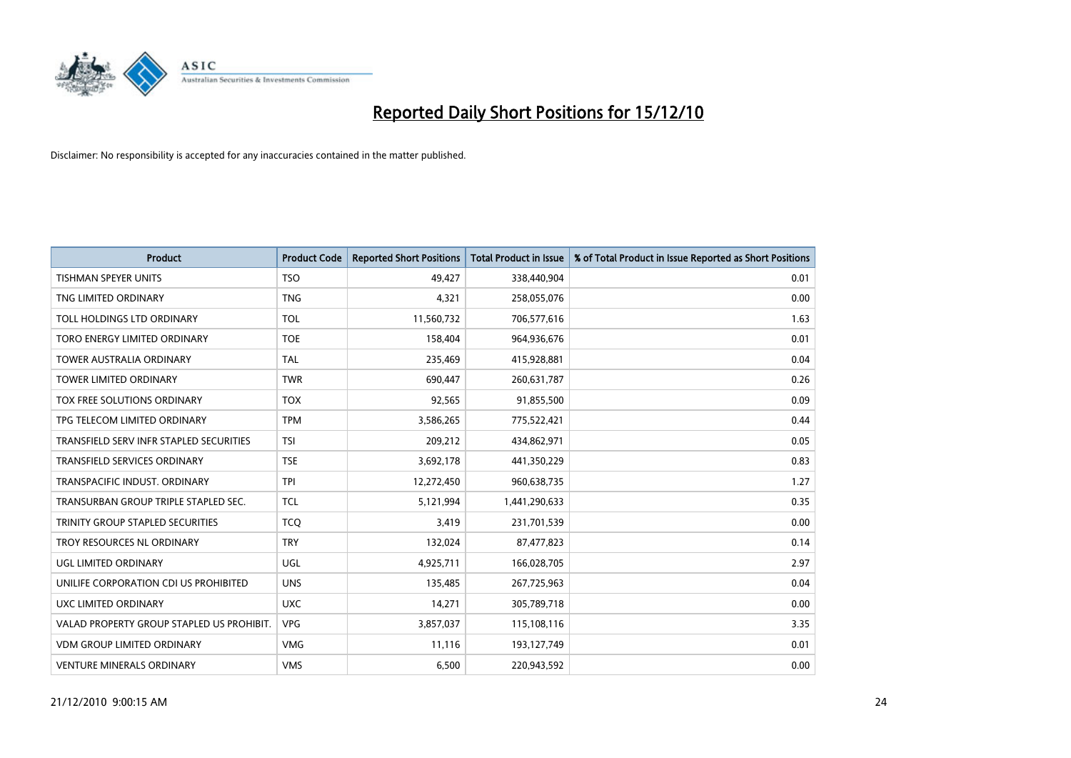# Reported Daily Short Positions for 15/12/10

Disclaimer: No responsibility is accepted for any inaccuracies contained in the matter published.

| Product | Product Code | Reported Short Positions | Total Product in Issue | % of Total Product in Issue Reported as Short Positions |
|---|---|---|---|---|
| TISHMAN SPEYER UNITS | TSO | 49,427 | 338,440,904 | 0.01 |
| TNG LIMITED ORDINARY | TNG | 4,321 | 258,055,076 | 0.00 |
| TOLL HOLDINGS LTD ORDINARY | TOL | 11,560,732 | 706,577,616 | 1.63 |
| TORO ENERGY LIMITED ORDINARY | TOE | 158,404 | 964,936,676 | 0.01 |
| TOWER AUSTRALIA ORDINARY | TAL | 235,469 | 415,928,881 | 0.04 |
| TOWER LIMITED ORDINARY | TWR | 690,447 | 260,631,787 | 0.26 |
| TOX FREE SOLUTIONS ORDINARY | TOX | 92,565 | 91,855,500 | 0.09 |
| TPG TELECOM LIMITED ORDINARY | TPM | 3,586,265 | 775,522,421 | 0.44 |
| TRANSFIELD SERV INFR STAPLED SECURITIES | TSI | 209,212 | 434,862,971 | 0.05 |
| TRANSFIELD SERVICES ORDINARY | TSE | 3,692,178 | 441,350,229 | 0.83 |
| TRANSPACIFIC INDUST. ORDINARY | TPI | 12,272,450 | 960,638,735 | 1.27 |
| TRANSURBAN GROUP TRIPLE STAPLED SEC. | TCL | 5,121,994 | 1,441,290,633 | 0.35 |
| TRINITY GROUP STAPLED SECURITIES | TCQ | 3,419 | 231,701,539 | 0.00 |
| TROY RESOURCES NL ORDINARY | TRY | 132,024 | 87,477,823 | 0.14 |
| UGL LIMITED ORDINARY | UGL | 4,925,711 | 166,028,705 | 2.97 |
| UNILIFE CORPORATION CDI US PROHIBITED | UNS | 135,485 | 267,725,963 | 0.04 |
| UXC LIMITED ORDINARY | UXC | 14,271 | 305,789,718 | 0.00 |
| VALAD PROPERTY GROUP STAPLED US PROHIBIT. | VPG | 3,857,037 | 115,108,116 | 3.35 |
| VDM GROUP LIMITED ORDINARY | VMG | 11,116 | 193,127,749 | 0.01 |
| VENTURE MINERALS ORDINARY | VMS | 6,500 | 220,943,592 | 0.00 |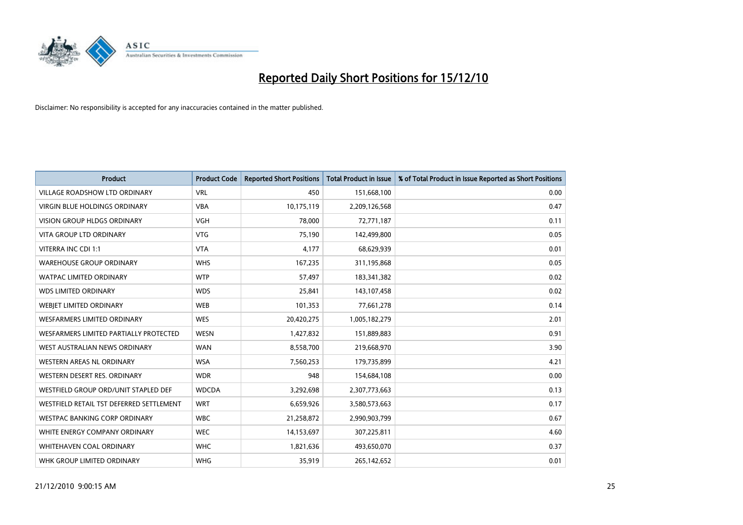# Reported Daily Short Positions for 15/12/10

Disclaimer: No responsibility is accepted for any inaccuracies contained in the matter published.

| Product | Product Code | Reported Short Positions | Total Product in Issue | % of Total Product in Issue Reported as Short Positions |
|---|---|---|---|---|
| VILLAGE ROADSHOW LTD ORDINARY | VRL | 450 | 151,668,100 | 0.00 |
| VIRGIN BLUE HOLDINGS ORDINARY | VBA | 10,175,119 | 2,209,126,568 | 0.47 |
| VISION GROUP HLDGS ORDINARY | VGH | 78,000 | 72,771,187 | 0.11 |
| VITA GROUP LTD ORDINARY | VTG | 75,190 | 142,499,800 | 0.05 |
| VITERRA INC CDI 1:1 | VTA | 4,177 | 68,629,939 | 0.01 |
| WAREHOUSE GROUP ORDINARY | WHS | 167,235 | 311,195,868 | 0.05 |
| WATPAC LIMITED ORDINARY | WTP | 57,497 | 183,341,382 | 0.02 |
| WDS LIMITED ORDINARY | WDS | 25,841 | 143,107,458 | 0.02 |
| WEBJET LIMITED ORDINARY | WEB | 101,353 | 77,661,278 | 0.14 |
| WESFARMERS LIMITED ORDINARY | WES | 20,420,275 | 1,005,182,279 | 2.01 |
| WESFARMERS LIMITED PARTIALLY PROTECTED | WESN | 1,427,832 | 151,889,883 | 0.91 |
| WEST AUSTRALIAN NEWS ORDINARY | WAN | 8,558,700 | 219,668,970 | 3.90 |
| WESTERN AREAS NL ORDINARY | WSA | 7,560,253 | 179,735,899 | 4.21 |
| WESTERN DESERT RES. ORDINARY | WDR | 948 | 154,684,108 | 0.00 |
| WESTFIELD GROUP ORD/UNIT STAPLED DEF | WDCDA | 3,292,698 | 2,307,773,663 | 0.13 |
| WESTFIELD RETAIL TST DEFERRED SETTLEMENT | WRT | 6,659,926 | 3,580,573,663 | 0.17 |
| WESTPAC BANKING CORP ORDINARY | WBC | 21,258,872 | 2,990,903,799 | 0.67 |
| WHITE ENERGY COMPANY ORDINARY | WEC | 14,153,697 | 307,225,811 | 4.60 |
| WHITEHAVEN COAL ORDINARY | WHC | 1,821,636 | 493,650,070 | 0.37 |
| WHK GROUP LIMITED ORDINARY | WHG | 35,919 | 265,142,652 | 0.01 |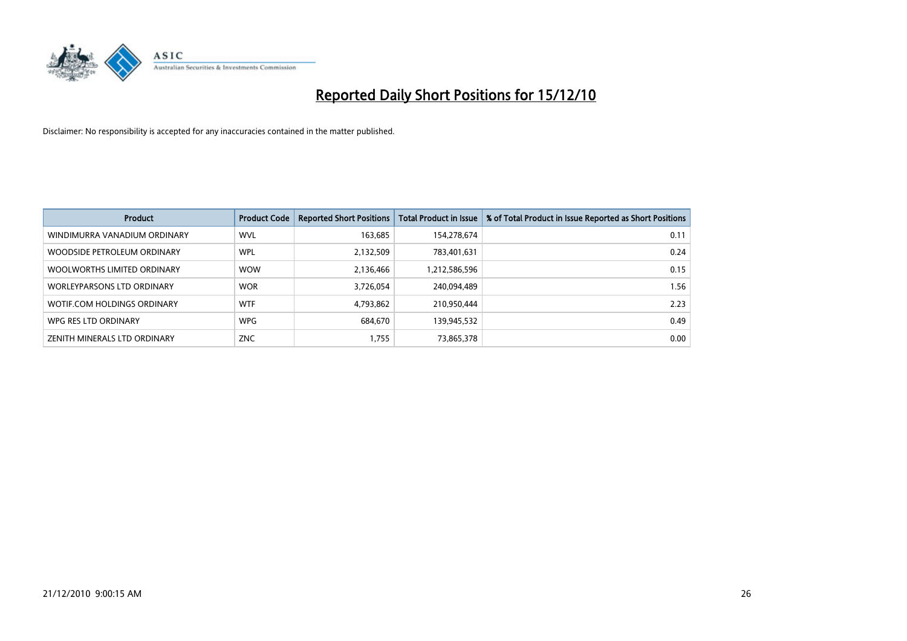# Reported Daily Short Positions for 15/12/10

Disclaimer: No responsibility is accepted for any inaccuracies contained in the matter published.

| Product | Product Code | Reported Short Positions | Total Product in Issue | % of Total Product in Issue Reported as Short Positions |
|---|---|---|---|---|
| WINDIMURRA VANADIUM ORDINARY | WVL | 163,685 | 154,278,674 | 0.11 |
| WOODSIDE PETROLEUM ORDINARY | WPL | 2,132,509 | 783,401,631 | 0.24 |
| WOOLWORTHS LIMITED ORDINARY | WOW | 2,136,466 | 1,212,586,596 | 0.15 |
| WORLEYPARSONS LTD ORDINARY | WOR | 3,726,054 | 240,094,489 | 1.56 |
| WOTIF.COM HOLDINGS ORDINARY | WTF | 4,793,862 | 210,950,444 | 2.23 |
| WPG RES LTD ORDINARY | WPG | 684,670 | 139,945,532 | 0.49 |
| ZENITH MINERALS LTD ORDINARY | ZNC | 1,755 | 73,865,378 | 0.00 |

21/12/2010 9:00:15 AM